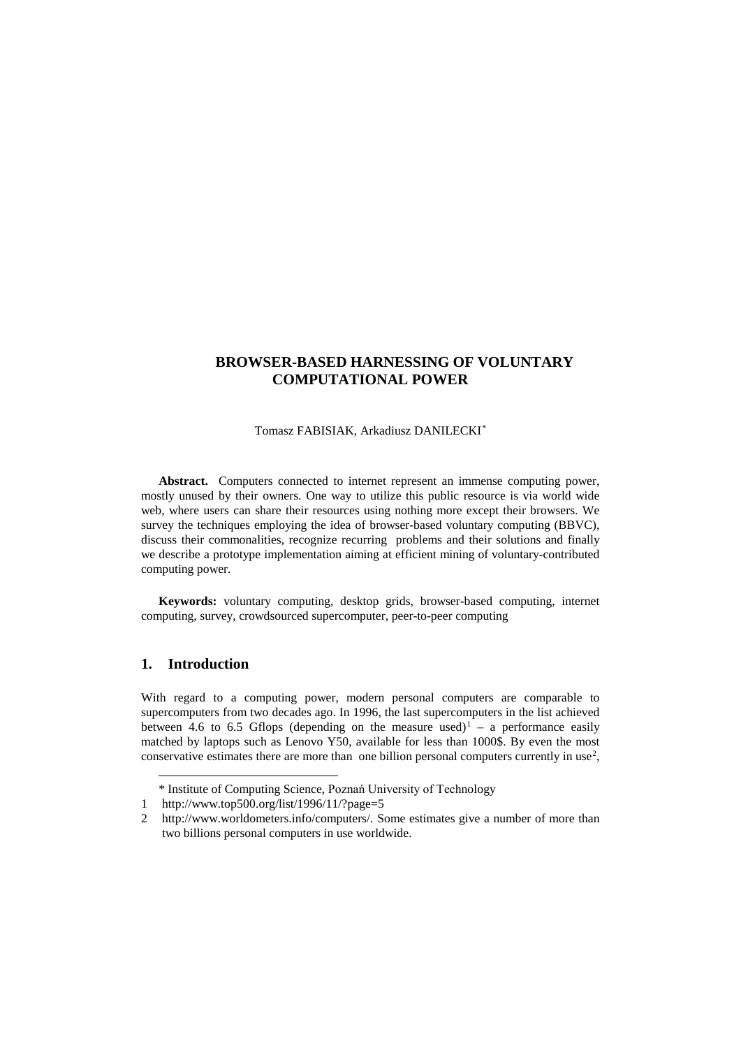# BROWSER-BASED HARNESSING OF VOLUNTARY COMPUTATIONAL POWER

Tomasz FABISIAK, Arkadiusz DANILECKI*

**Abstract.** Computers connected to internet represent an immense computing power, mostly unused by their owners. One way to utilize this public resource is via world wide web, where users can share their resources using nothing more except their browsers. We survey the techniques employing the idea of browser-based voluntary computing (BBVC), discuss their commonalities, recognize recurring problems and their solutions and finally we describe a prototype implementation aiming at efficient mining of voluntary-contributed computing power.

**Keywords:** voluntary computing, desktop grids, browser-based computing, internet computing, survey, crowdsourced supercomputer, peer-to-peer computing

## 1. Introduction

With regard to a computing power, modern personal computers are comparable to supercomputers from two decades ago. In 1996, the last supercomputers in the list achieved between 4.6 to 6.5 Gflops (depending on the measure used)[1] – a performance easily matched by laptops such as Lenovo Y50, available for less than 1000$. By even the most conservative estimates there are more than one billion personal computers currently in use[2],

---

\* Institute of Computing Science, Poznań University of Technology

1 http://www.top500.org/list/1996/11/?page=5

2 http://www.worldometers.info/computers/. Some estimates give a number of more than two billions personal computers in use worldwide.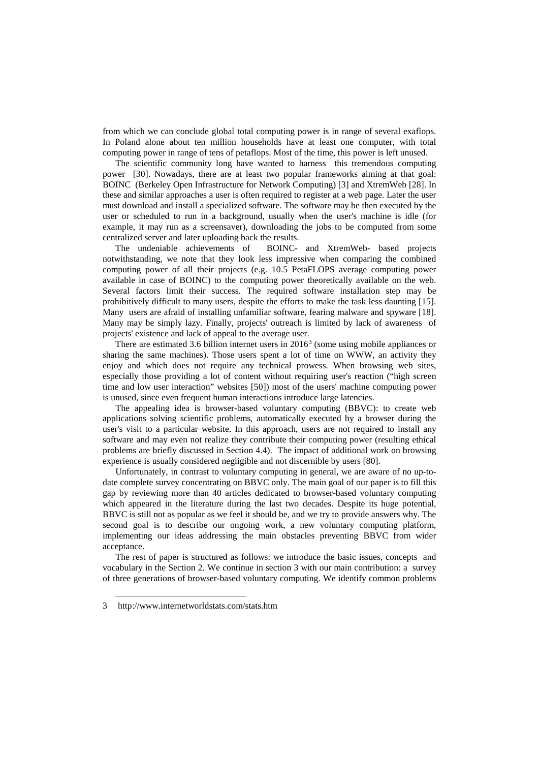from which we can conclude global total computing power is in range of several exaflops. In Poland alone about ten million households have at least one computer, with total computing power in range of tens of petaflops. Most of the time, this power is left unused.

The scientific community long have wanted to harness this tremendous computing power [30]. Nowadays, there are at least two popular frameworks aiming at that goal: BOINC (Berkeley Open Infrastructure for Network Computing) [3] and XtremWeb [28]. In these and similar approaches a user is often required to register at a web page. Later the user must download and install a specialized software. The software may be then executed by the user or scheduled to run in a background, usually when the user's machine is idle (for example, it may run as a screensaver), downloading the jobs to be computed from some centralized server and later uploading back the results.

The undeniable achievements of BOINC- and XtremWeb- based projects notwithstanding, we note that they look less impressive when comparing the combined computing power of all their projects (e.g. 10.5 PetaFLOPS average computing power available in case of BOINC) to the computing power theoretically available on the web. Several factors limit their success. The required software installation step may be prohibitively difficult to many users, despite the efforts to make the task less daunting [15]. Many users are afraid of installing unfamiliar software, fearing malware and spyware [18]. Many may be simply lazy. Finally, projects' outreach is limited by lack of awareness of projects' existence and lack of appeal to the average user.

There are estimated 3.6 billion internet users in 2016[3] (some using mobile appliances or sharing the same machines). Those users spent a lot of time on WWW, an activity they enjoy and which does not require any technical prowess. When browsing web sites, especially those providing a lot of content without requiring user's reaction ("high screen time and low user interaction" websites [50]) most of the users' machine computing power is unused, since even frequent human interactions introduce large latencies.

The appealing idea is browser-based voluntary computing (BBVC): to create web applications solving scientific problems, automatically executed by a browser during the user's visit to a particular website. In this approach, users are not required to install any software and may even not realize they contribute their computing power (resulting ethical problems are briefly discussed in Section 4.4). The impact of additional work on browsing experience is usually considered negligible and not discernible by users [80].

Unfortunately, in contrast to voluntary computing in general, we are aware of no up-to-date complete survey concentrating on BBVC only. The main goal of our paper is to fill this gap by reviewing more than 40 articles dedicated to browser-based voluntary computing which appeared in the literature during the last two decades. Despite its huge potential, BBVC is still not as popular as we feel it should be, and we try to provide answers why. The second goal is to describe our ongoing work, a new voluntary computing platform, implementing our ideas addressing the main obstacles preventing BBVC from wider acceptance.

The rest of paper is structured as follows: we introduce the basic issues, concepts and vocabulary in the Section 2. We continue in section 3 with our main contribution: a survey of three generations of browser-based voluntary computing. We identify common problems

3 http://www.internetworldstats.com/stats.htm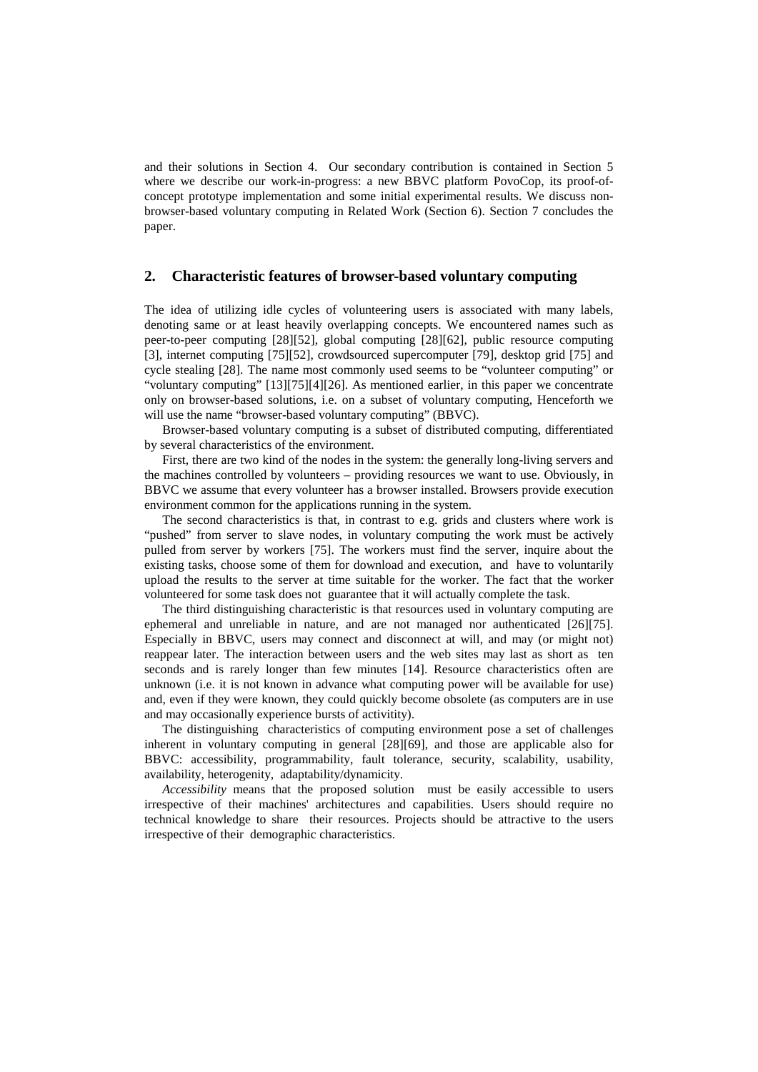and their solutions in Section 4. Our secondary contribution is contained in Section 5 where we describe our work-in-progress: a new BBVC platform PovoCop, its proof-of-concept prototype implementation and some initial experimental results. We discuss non-browser-based voluntary computing in Related Work (Section 6). Section 7 concludes the paper.

## 2. Characteristic features of browser-based voluntary computing

The idea of utilizing idle cycles of volunteering users is associated with many labels, denoting same or at least heavily overlapping concepts. We encountered names such as peer-to-peer computing [28][52], global computing [28][62], public resource computing [3], internet computing [75][52], crowdsourced supercomputer [79], desktop grid [75] and cycle stealing [28]. The name most commonly used seems to be "volunteer computing" or "voluntary computing" [13][75][4][26]. As mentioned earlier, in this paper we concentrate only on browser-based solutions, i.e. on a subset of voluntary computing, Henceforth we will use the name "browser-based voluntary computing" (BBVC).

Browser-based voluntary computing is a subset of distributed computing, differentiated by several characteristics of the environment.

First, there are two kind of the nodes in the system: the generally long-living servers and the machines controlled by volunteers – providing resources we want to use. Obviously, in BBVC we assume that every volunteer has a browser installed. Browsers provide execution environment common for the applications running in the system.

The second characteristics is that, in contrast to e.g. grids and clusters where work is "pushed" from server to slave nodes, in voluntary computing the work must be actively pulled from server by workers [75]. The workers must find the server, inquire about the existing tasks, choose some of them for download and execution, and have to voluntarily upload the results to the server at time suitable for the worker. The fact that the worker volunteered for some task does not guarantee that it will actually complete the task.

The third distinguishing characteristic is that resources used in voluntary computing are ephemeral and unreliable in nature, and are not managed nor authenticated [26][75]. Especially in BBVC, users may connect and disconnect at will, and may (or might not) reappear later. The interaction between users and the web sites may last as short as ten seconds and is rarely longer than few minutes [14]. Resource characteristics often are unknown (i.e. it is not known in advance what computing power will be available for use) and, even if they were known, they could quickly become obsolete (as computers are in use and may occasionally experience bursts of activitity).

The distinguishing characteristics of computing environment pose a set of challenges inherent in voluntary computing in general [28][69], and those are applicable also for BBVC: accessibility, programmability, fault tolerance, security, scalability, usability, availability, heterogenity, adaptability/dynamicity.

*Accessibility* means that the proposed solution must be easily accessible to users irrespective of their machines' architectures and capabilities. Users should require no technical knowledge to share their resources. Projects should be attractive to the users irrespective of their demographic characteristics.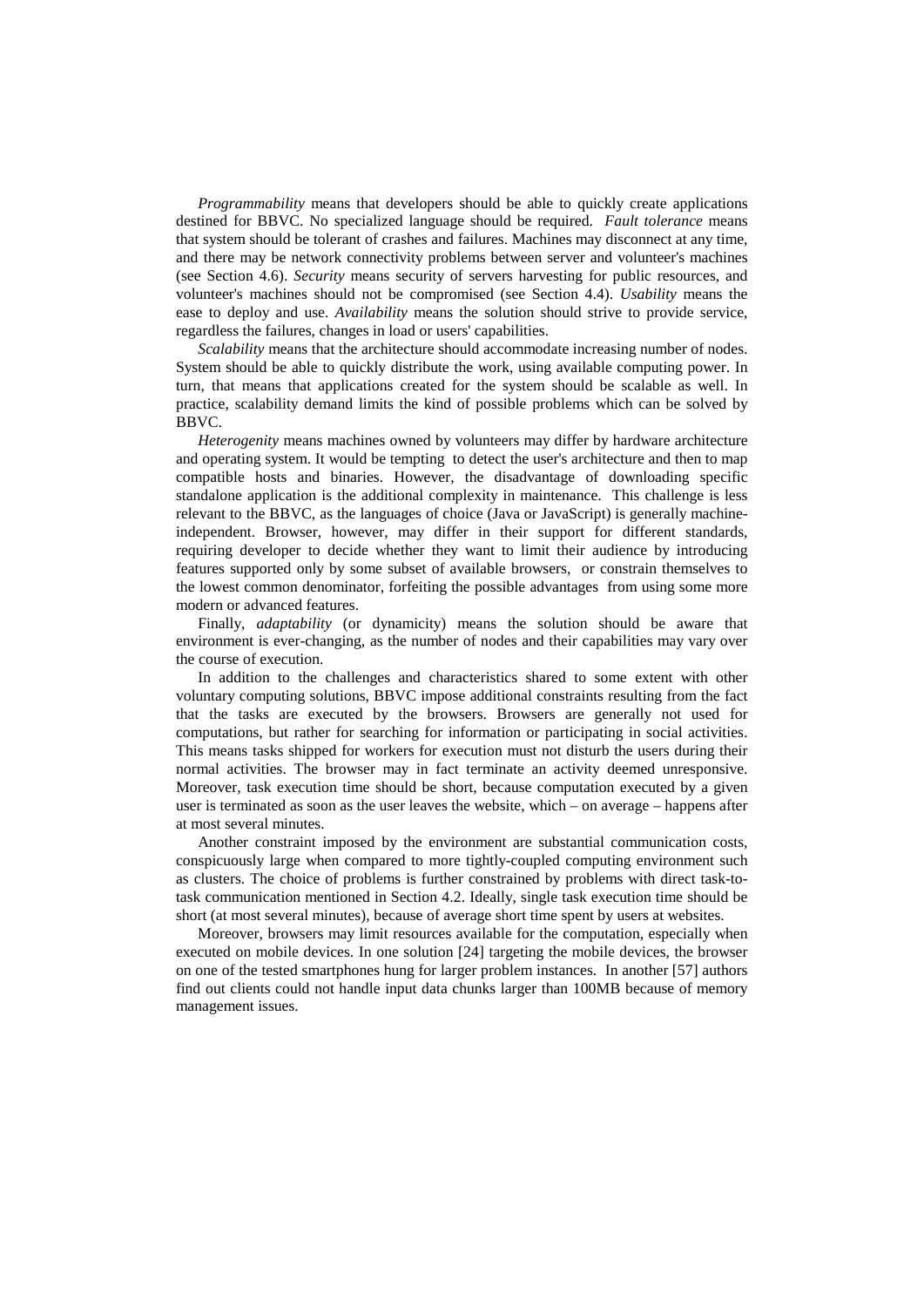*Programmability* means that developers should be able to quickly create applications destined for BBVC. No specialized language should be required. *Fault tolerance* means that system should be tolerant of crashes and failures. Machines may disconnect at any time, and there may be network connectivity problems between server and volunteer's machines (see Section 4.6). *Security* means security of servers harvesting for public resources, and volunteer's machines should not be compromised (see Section 4.4). *Usability* means the ease to deploy and use. *Availability* means the solution should strive to provide service, regardless the failures, changes in load or users' capabilities.

*Scalability* means that the architecture should accommodate increasing number of nodes. System should be able to quickly distribute the work, using available computing power. In turn, that means that applications created for the system should be scalable as well. In practice, scalability demand limits the kind of possible problems which can be solved by BBVC.

*Heterogenity* means machines owned by volunteers may differ by hardware architecture and operating system. It would be tempting to detect the user's architecture and then to map compatible hosts and binaries. However, the disadvantage of downloading specific standalone application is the additional complexity in maintenance. This challenge is less relevant to the BBVC, as the languages of choice (Java or JavaScript) is generally machine-independent. Browser, however, may differ in their support for different standards, requiring developer to decide whether they want to limit their audience by introducing features supported only by some subset of available browsers, or constrain themselves to the lowest common denominator, forfeiting the possible advantages from using some more modern or advanced features.

Finally, *adaptability* (or dynamicity) means the solution should be aware that environment is ever-changing, as the number of nodes and their capabilities may vary over the course of execution.

In addition to the challenges and characteristics shared to some extent with other voluntary computing solutions, BBVC impose additional constraints resulting from the fact that the tasks are executed by the browsers. Browsers are generally not used for computations, but rather for searching for information or participating in social activities. This means tasks shipped for workers for execution must not disturb the users during their normal activities. The browser may in fact terminate an activity deemed unresponsive. Moreover, task execution time should be short, because computation executed by a given user is terminated as soon as the user leaves the website, which – on average – happens after at most several minutes.

Another constraint imposed by the environment are substantial communication costs, conspicuously large when compared to more tightly-coupled computing environment such as clusters. The choice of problems is further constrained by problems with direct task-to-task communication mentioned in Section 4.2. Ideally, single task execution time should be short (at most several minutes), because of average short time spent by users at websites.

Moreover, browsers may limit resources available for the computation, especially when executed on mobile devices. In one solution [24] targeting the mobile devices, the browser on one of the tested smartphones hung for larger problem instances. In another [57] authors find out clients could not handle input data chunks larger than 100MB because of memory management issues.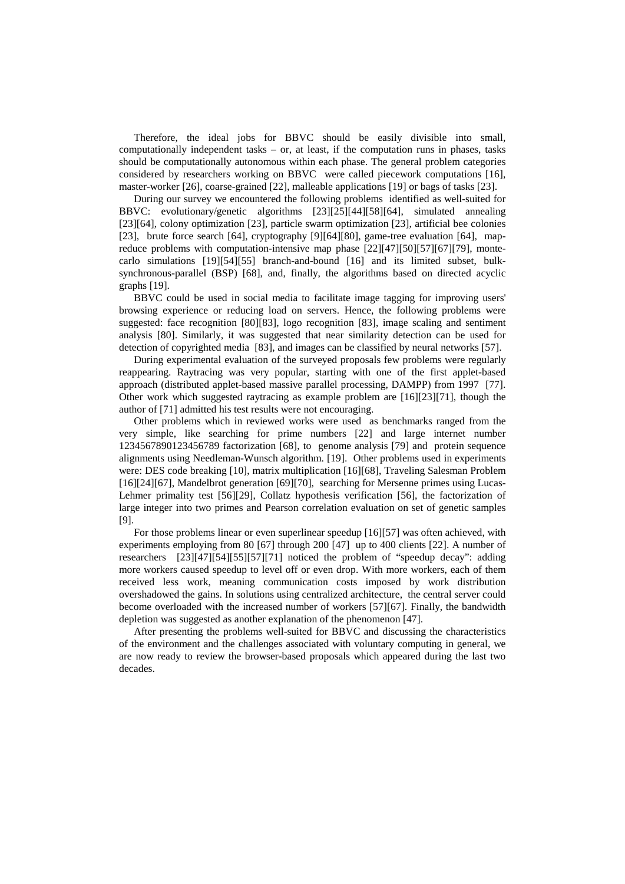Therefore, the ideal jobs for BBVC should be easily divisible into small, computationally independent tasks – or, at least, if the computation runs in phases, tasks should be computationally autonomous within each phase. The general problem categories considered by researchers working on BBVC were called piecework computations [16], master-worker [26], coarse-grained [22], malleable applications [19] or bags of tasks [23].

During our survey we encountered the following problems identified as well-suited for BBVC: evolutionary/genetic algorithms [23][25][44][58][64], simulated annealing [23][64], colony optimization [23], particle swarm optimization [23], artificial bee colonies [23], brute force search [64], cryptography [9][64][80], game-tree evaluation [64], map-reduce problems with computation-intensive map phase [22][47][50][57][67][79], monte-carlo simulations [19][54][55] branch-and-bound [16] and its limited subset, bulk-synchronous-parallel (BSP) [68], and, finally, the algorithms based on directed acyclic graphs [19].

BBVC could be used in social media to facilitate image tagging for improving users' browsing experience or reducing load on servers. Hence, the following problems were suggested: face recognition [80][83], logo recognition [83], image scaling and sentiment analysis [80]. Similarly, it was suggested that near similarity detection can be used for detection of copyrighted media [83], and images can be classified by neural networks [57].

During experimental evaluation of the surveyed proposals few problems were regularly reappearing. Raytracing was very popular, starting with one of the first applet-based approach (distributed applet-based massive parallel processing, DAMPP) from 1997 [77]. Other work which suggested raytracing as example problem are [16][23][71], though the author of [71] admitted his test results were not encouraging.

Other problems which in reviewed works were used as benchmarks ranged from the very simple, like searching for prime numbers [22] and large internet number 1234567890123456789 factorization [68], to genome analysis [79] and protein sequence alignments using Needleman-Wunsch algorithm. [19]. Other problems used in experiments were: DES code breaking [10], matrix multiplication [16][68], Traveling Salesman Problem [16][24][67], Mandelbrot generation [69][70], searching for Mersenne primes using Lucas-Lehmer primality test [56][29], Collatz hypothesis verification [56], the factorization of large integer into two primes and Pearson correlation evaluation on set of genetic samples [9].

For those problems linear or even superlinear speedup [16][57] was often achieved, with experiments employing from 80 [67] through 200 [47] up to 400 clients [22]. A number of researchers [23][47][54][55][57][71] noticed the problem of "speedup decay": adding more workers caused speedup to level off or even drop. With more workers, each of them received less work, meaning communication costs imposed by work distribution overshadowed the gains. In solutions using centralized architecture, the central server could become overloaded with the increased number of workers [57][67]. Finally, the bandwidth depletion was suggested as another explanation of the phenomenon [47].

After presenting the problems well-suited for BBVC and discussing the characteristics of the environment and the challenges associated with voluntary computing in general, we are now ready to review the browser-based proposals which appeared during the last two decades.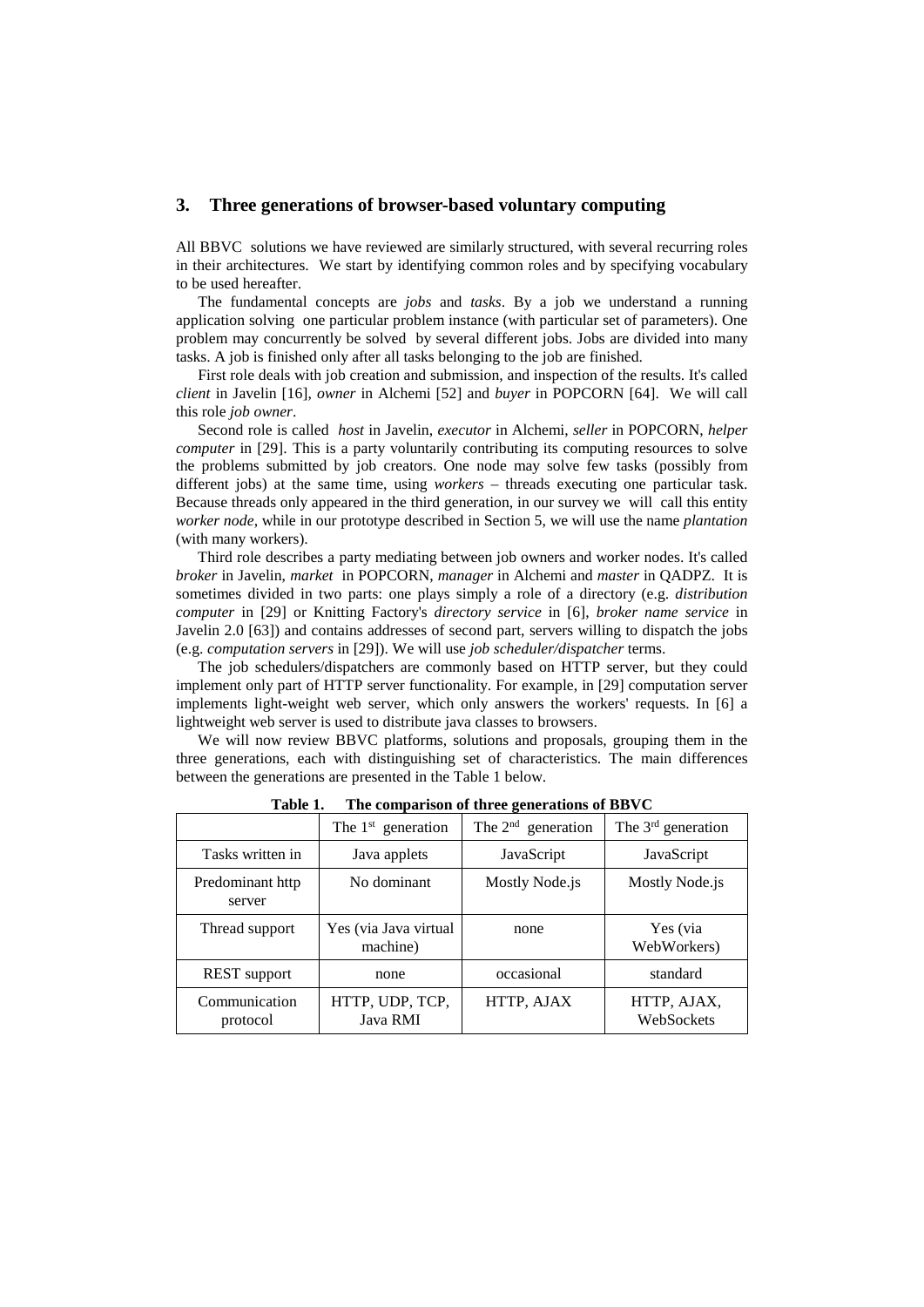## 3. Three generations of browser-based voluntary computing

All BBVC solutions we have reviewed are similarly structured, with several recurring roles in their architectures. We start by identifying common roles and by specifying vocabulary to be used hereafter.

The fundamental concepts are *jobs* and *tasks*. By a job we understand a running application solving one particular problem instance (with particular set of parameters). One problem may concurrently be solved by several different jobs. Jobs are divided into many tasks. A job is finished only after all tasks belonging to the job are finished.

First role deals with job creation and submission, and inspection of the results. It's called *client* in Javelin [16], *owner* in Alchemi [52] and *buyer* in POPCORN [64]. We will call this role *job owner*.

Second role is called *host* in Javelin, *executor* in Alchemi, *seller* in POPCORN, *helper computer* in [29]. This is a party voluntarily contributing its computing resources to solve the problems submitted by job creators. One node may solve few tasks (possibly from different jobs) at the same time, using *workers* – threads executing one particular task. Because threads only appeared in the third generation, in our survey we will call this entity *worker node*, while in our prototype described in Section 5, we will use the name *plantation* (with many workers).

Third role describes a party mediating between job owners and worker nodes. It's called *broker* in Javelin, *market* in POPCORN, *manager* in Alchemi and *master* in QADPZ. It is sometimes divided in two parts: one plays simply a role of a directory (e.g. *distribution computer* in [29] or Knitting Factory's *directory service* in [6], *broker name service* in Javelin 2.0 [63]) and contains addresses of second part, servers willing to dispatch the jobs (e.g. *computation servers* in [29]). We will use *job scheduler/dispatcher* terms.

The job schedulers/dispatchers are commonly based on HTTP server, but they could implement only part of HTTP server functionality. For example, in [29] computation server implements light-weight web server, which only answers the workers' requests. In [6] a lightweight web server is used to distribute java classes to browsers.

We will now review BBVC platforms, solutions and proposals, grouping them in the three generations, each with distinguishing set of characteristics. The main differences between the generations are presented in the Table 1 below.

**Table 1. The comparison of three generations of BBVC**

| | The 1st generation | The 2nd generation | The 3rd generation |
|---|---|---|---|
| Tasks written in | Java applets | JavaScript | JavaScript |
| Predominant http server | No dominant | Mostly Node.js | Mostly Node.js |
| Thread support | Yes (via Java virtual machine) | none | Yes (via WebWorkers) |
| REST support | none | occasional | standard |
| Communication protocol | HTTP, UDP, TCP, Java RMI | HTTP, AJAX | HTTP, AJAX, WebSockets |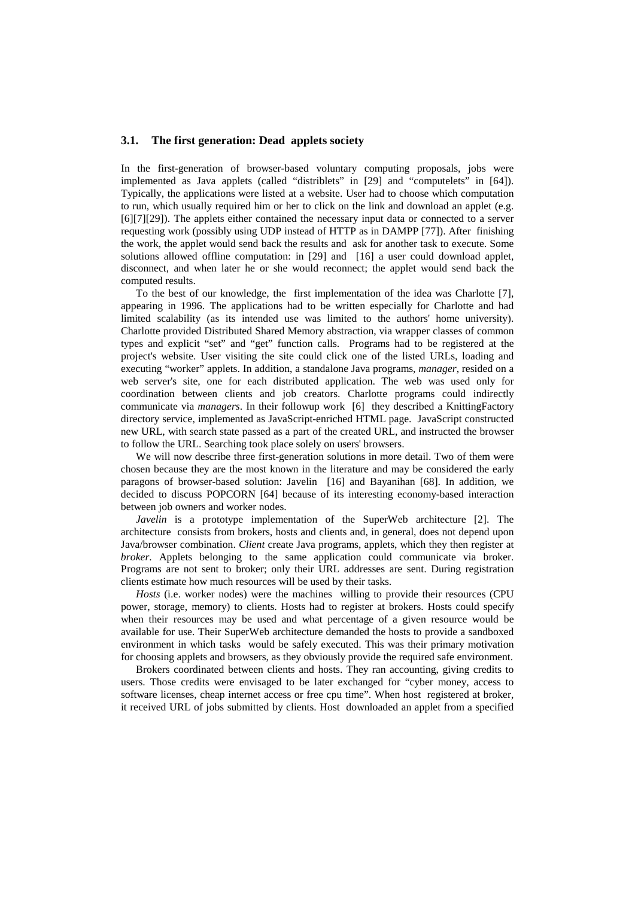### 3.1. The first generation: Dead applets society

In the first-generation of browser-based voluntary computing proposals, jobs were implemented as Java applets (called "distriblets" in [29] and "computelets" in [64]). Typically, the applications were listed at a website. User had to choose which computation to run, which usually required him or her to click on the link and download an applet (e.g. [6][7][29]). The applets either contained the necessary input data or connected to a server requesting work (possibly using UDP instead of HTTP as in DAMPP [77]). After finishing the work, the applet would send back the results and ask for another task to execute. Some solutions allowed offline computation: in [29] and [16] a user could download applet, disconnect, and when later he or she would reconnect; the applet would send back the computed results.

To the best of our knowledge, the first implementation of the idea was Charlotte [7], appearing in 1996. The applications had to be written especially for Charlotte and had limited scalability (as its intended use was limited to the authors' home university). Charlotte provided Distributed Shared Memory abstraction, via wrapper classes of common types and explicit "set" and "get" function calls. Programs had to be registered at the project's website. User visiting the site could click one of the listed URLs, loading and executing "worker" applets. In addition, a standalone Java programs, *manager*, resided on a web server's site, one for each distributed application. The web was used only for coordination between clients and job creators. Charlotte programs could indirectly communicate via *managers*. In their followup work [6] they described a KnittingFactory directory service, implemented as JavaScript-enriched HTML page. JavaScript constructed new URL, with search state passed as a part of the created URL, and instructed the browser to follow the URL. Searching took place solely on users' browsers.

We will now describe three first-generation solutions in more detail. Two of them were chosen because they are the most known in the literature and may be considered the early paragons of browser-based solution: Javelin [16] and Bayanihan [68]. In addition, we decided to discuss POPCORN [64] because of its interesting economy-based interaction between job owners and worker nodes.

*Javelin* is a prototype implementation of the SuperWeb architecture [2]. The architecture consists from brokers, hosts and clients and, in general, does not depend upon Java/browser combination. *Client* create Java programs, applets, which they then register at *broker*. Applets belonging to the same application could communicate via broker. Programs are not sent to broker; only their URL addresses are sent. During registration clients estimate how much resources will be used by their tasks.

*Hosts* (i.e. worker nodes) were the machines willing to provide their resources (CPU power, storage, memory) to clients. Hosts had to register at brokers. Hosts could specify when their resources may be used and what percentage of a given resource would be available for use. Their SuperWeb architecture demanded the hosts to provide a sandboxed environment in which tasks would be safely executed. This was their primary motivation for choosing applets and browsers, as they obviously provide the required safe environment.

Brokers coordinated between clients and hosts. They ran accounting, giving credits to users. Those credits were envisaged to be later exchanged for "cyber money, access to software licenses, cheap internet access or free cpu time". When host registered at broker, it received URL of jobs submitted by clients. Host downloaded an applet from a specified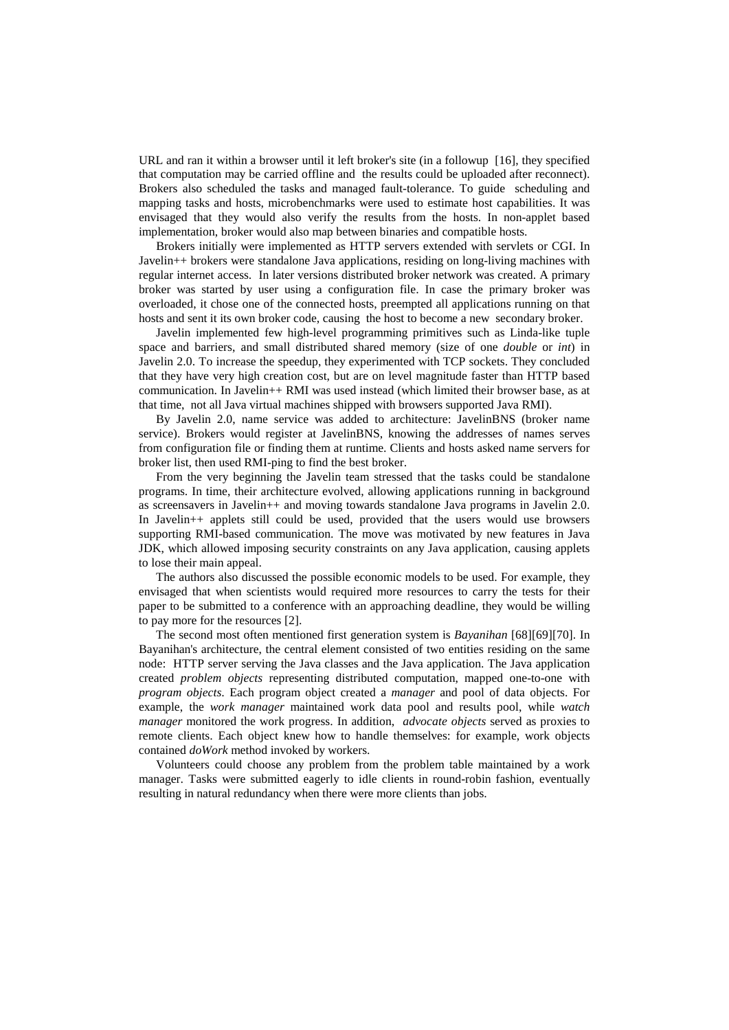URL and ran it within a browser until it left broker's site (in a followup [16], they specified that computation may be carried offline and the results could be uploaded after reconnect). Brokers also scheduled the tasks and managed fault-tolerance. To guide scheduling and mapping tasks and hosts, microbenchmarks were used to estimate host capabilities. It was envisaged that they would also verify the results from the hosts. In non-applet based implementation, broker would also map between binaries and compatible hosts.

Brokers initially were implemented as HTTP servers extended with servlets or CGI. In Javelin++ brokers were standalone Java applications, residing on long-living machines with regular internet access. In later versions distributed broker network was created. A primary broker was started by user using a configuration file. In case the primary broker was overloaded, it chose one of the connected hosts, preempted all applications running on that hosts and sent it its own broker code, causing the host to become a new secondary broker.

Javelin implemented few high-level programming primitives such as Linda-like tuple space and barriers, and small distributed shared memory (size of one *double* or *int*) in Javelin 2.0. To increase the speedup, they experimented with TCP sockets. They concluded that they have very high creation cost, but are on level magnitude faster than HTTP based communication. In Javelin++ RMI was used instead (which limited their browser base, as at that time, not all Java virtual machines shipped with browsers supported Java RMI).

By Javelin 2.0, name service was added to architecture: JavelinBNS (broker name service). Brokers would register at JavelinBNS, knowing the addresses of names serves from configuration file or finding them at runtime. Clients and hosts asked name servers for broker list, then used RMI-ping to find the best broker.

From the very beginning the Javelin team stressed that the tasks could be standalone programs. In time, their architecture evolved, allowing applications running in background as screensavers in Javelin++ and moving towards standalone Java programs in Javelin 2.0. In Javelin++ applets still could be used, provided that the users would use browsers supporting RMI-based communication. The move was motivated by new features in Java JDK, which allowed imposing security constraints on any Java application, causing applets to lose their main appeal.

The authors also discussed the possible economic models to be used. For example, they envisaged that when scientists would required more resources to carry the tests for their paper to be submitted to a conference with an approaching deadline, they would be willing to pay more for the resources [2].

The second most often mentioned first generation system is *Bayanihan* [68][69][70]. In Bayanihan's architecture, the central element consisted of two entities residing on the same node: HTTP server serving the Java classes and the Java application. The Java application created *problem objects* representing distributed computation, mapped one-to-one with *program objects*. Each program object created a *manager* and pool of data objects. For example, the *work manager* maintained work data pool and results pool, while *watch manager* monitored the work progress. In addition, *advocate objects* served as proxies to remote clients. Each object knew how to handle themselves: for example, work objects contained *doWork* method invoked by workers.

Volunteers could choose any problem from the problem table maintained by a work manager. Tasks were submitted eagerly to idle clients in round-robin fashion, eventually resulting in natural redundancy when there were more clients than jobs.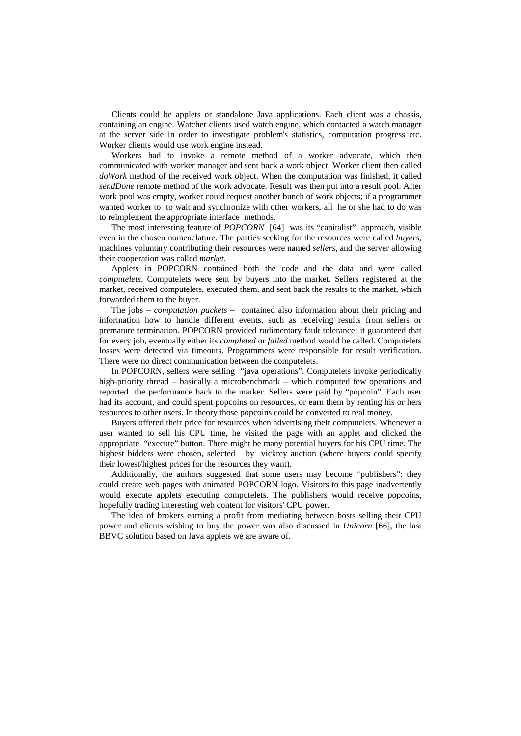Clients could be applets or standalone Java applications. Each client was a chassis, containing an engine. Watcher clients used watch engine, which contacted a watch manager at the server side in order to investigate problem's statistics, computation progress etc. Worker clients would use work engine instead.

Workers had to invoke a remote method of a worker advocate, which then communicated with worker manager and sent back a work object. Worker client then called *doWork* method of the received work object. When the computation was finished, it called *sendDone* remote method of the work advocate. Result was then put into a result pool. After work pool was empty, worker could request another bunch of work objects; if a programmer wanted worker to to wait and synchronize with other workers, all he or she had to do was to reimplement the appropriate interface methods.

The most interesting feature of *POPCORN* [64] was its "capitalist" approach, visible even in the chosen nomenclature. The parties seeking for the resources were called *buyers*, machines voluntary contributing their resources were named *sellers*, and the server allowing their cooperation was called *market*.

Applets in POPCORN contained both the code and the data and were called *computelets*. Computelets were sent by buyers into the market. Sellers registered at the market, received computelets, executed them, and sent back the results to the market, which forwarded them to the buyer.

The jobs – *computation packets* – contained also information about their pricing and information how to handle different events, such as receiving results from sellers or premature termination. POPCORN provided rudimentary fault tolerance: it guaranteed that for every job, eventually either its *completed* or *failed* method would be called. Computelets losses were detected via timeouts. Programmers were responsible for result verification. There were no direct communication between the computelets.

In POPCORN, sellers were selling "java operations". Computelets invoke periodically high-priority thread – basically a microbenchmark – which computed few operations and reported the performance back to the marker. Sellers were paid by "popcoin". Each user had its account, and could spent popcoins on resources, or earn them by renting his or hers resources to other users. In theory those popcoins could be converted to real money.

Buyers offered their price for resources when advertising their computelets. Whenever a user wanted to sell his CPU time, he visited the page with an applet and clicked the appropriate "execute" button. There might be many potential buyers for his CPU time. The highest bidders were chosen, selected by vickrey auction (where buyers could specify their lowest/highest prices for the resources they want).

Additionally, the authors suggested that some users may become "publishers": they could create web pages with animated POPCORN logo. Visitors to this page inadvertently would execute applets executing computelets. The publishers would receive popcoins, hopefully trading interesting web content for visitors' CPU power.

The idea of brokers earning a profit from mediating between hosts selling their CPU power and clients wishing to buy the power was also discussed in *Unicorn* [66], the last BBVC solution based on Java applets we are aware of.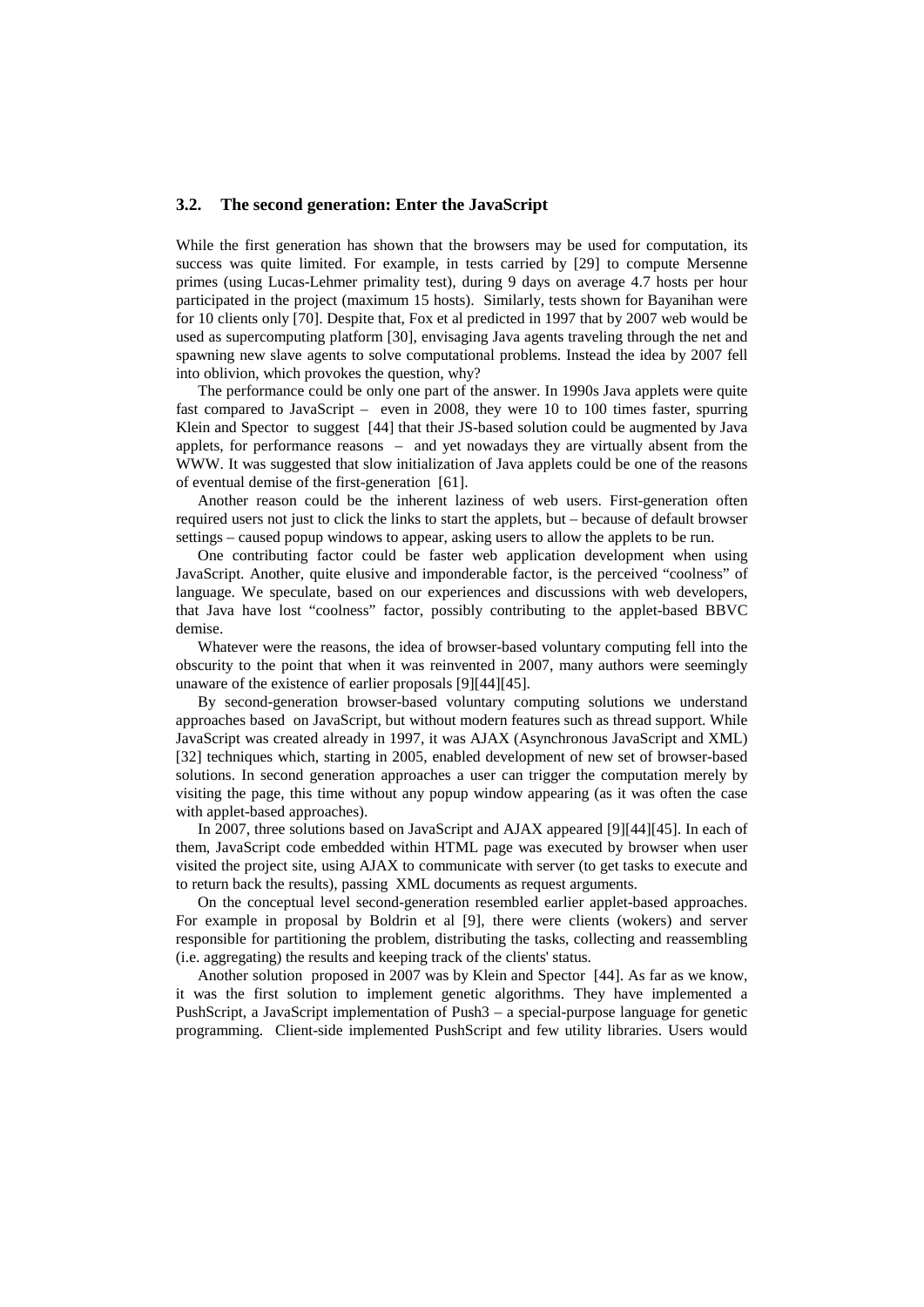### 3.2. The second generation: Enter the JavaScript

While the first generation has shown that the browsers may be used for computation, its success was quite limited. For example, in tests carried by [29] to compute Mersenne primes (using Lucas-Lehmer primality test), during 9 days on average 4.7 hosts per hour participated in the project (maximum 15 hosts). Similarly, tests shown for Bayanihan were for 10 clients only [70]. Despite that, Fox et al predicted in 1997 that by 2007 web would be used as supercomputing platform [30], envisaging Java agents traveling through the net and spawning new slave agents to solve computational problems. Instead the idea by 2007 fell into oblivion, which provokes the question, why?

The performance could be only one part of the answer. In 1990s Java applets were quite fast compared to JavaScript – even in 2008, they were 10 to 100 times faster, spurring Klein and Spector to suggest [44] that their JS-based solution could be augmented by Java applets, for performance reasons – and yet nowadays they are virtually absent from the WWW. It was suggested that slow initialization of Java applets could be one of the reasons of eventual demise of the first-generation [61].

Another reason could be the inherent laziness of web users. First-generation often required users not just to click the links to start the applets, but – because of default browser settings – caused popup windows to appear, asking users to allow the applets to be run.

One contributing factor could be faster web application development when using JavaScript. Another, quite elusive and imponderable factor, is the perceived "coolness" of language. We speculate, based on our experiences and discussions with web developers, that Java have lost "coolness" factor, possibly contributing to the applet-based BBVC demise.

Whatever were the reasons, the idea of browser-based voluntary computing fell into the obscurity to the point that when it was reinvented in 2007, many authors were seemingly unaware of the existence of earlier proposals [9][44][45].

By second-generation browser-based voluntary computing solutions we understand approaches based on JavaScript, but without modern features such as thread support. While JavaScript was created already in 1997, it was AJAX (Asynchronous JavaScript and XML) [32] techniques which, starting in 2005, enabled development of new set of browser-based solutions. In second generation approaches a user can trigger the computation merely by visiting the page, this time without any popup window appearing (as it was often the case with applet-based approaches).

In 2007, three solutions based on JavaScript and AJAX appeared [9][44][45]. In each of them, JavaScript code embedded within HTML page was executed by browser when user visited the project site, using AJAX to communicate with server (to get tasks to execute and to return back the results), passing XML documents as request arguments.

On the conceptual level second-generation resembled earlier applet-based approaches. For example in proposal by Boldrin et al [9], there were clients (wokers) and server responsible for partitioning the problem, distributing the tasks, collecting and reassembling (i.e. aggregating) the results and keeping track of the clients' status.

Another solution proposed in 2007 was by Klein and Spector [44]. As far as we know, it was the first solution to implement genetic algorithms. They have implemented a PushScript, a JavaScript implementation of Push3 – a special-purpose language for genetic programming. Client-side implemented PushScript and few utility libraries. Users would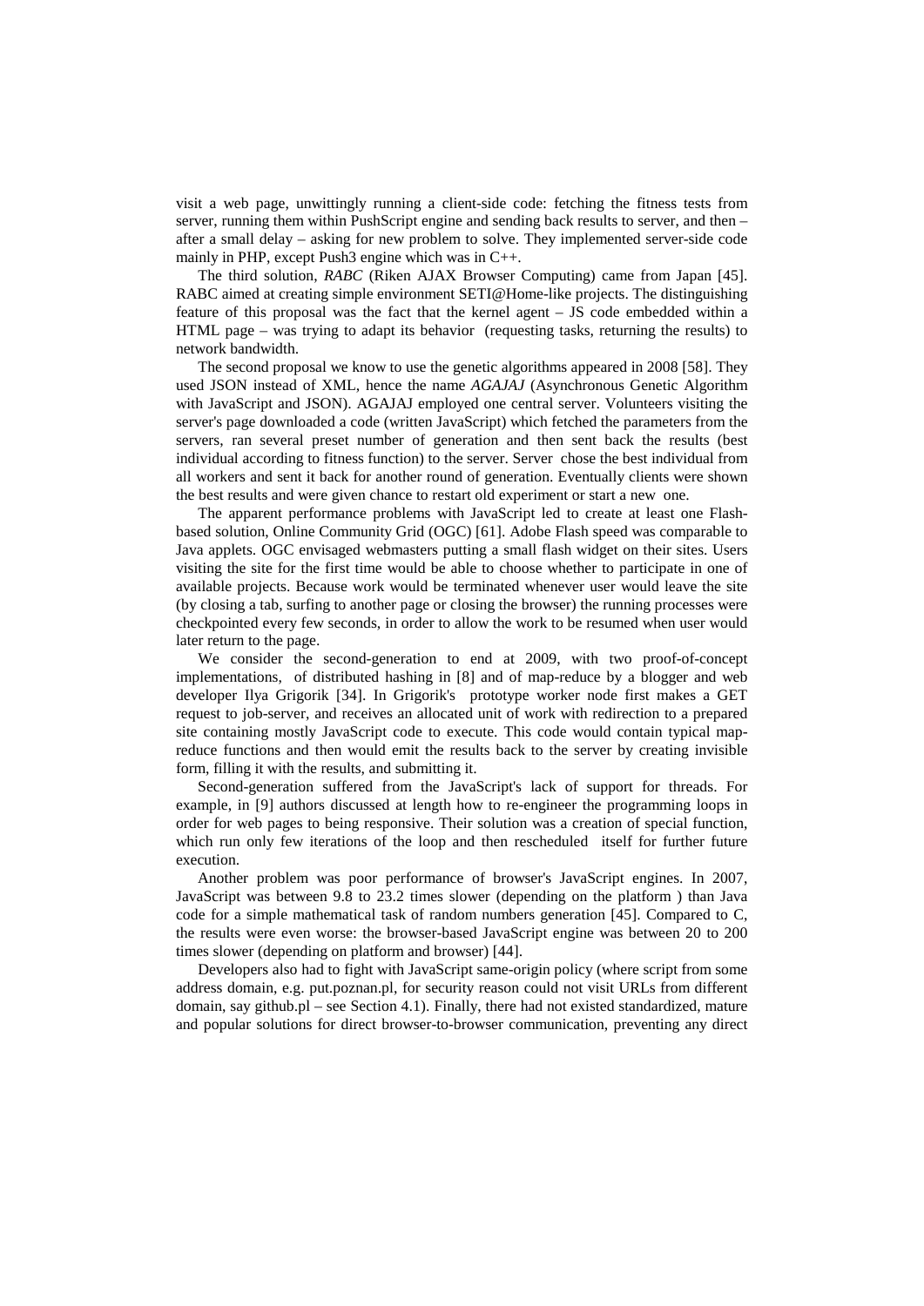visit a web page, unwittingly running a client-side code: fetching the fitness tests from server, running them within PushScript engine and sending back results to server, and then – after a small delay – asking for new problem to solve. They implemented server-side code mainly in PHP, except Push3 engine which was in C++.

The third solution, *RABC* (Riken AJAX Browser Computing) came from Japan [45]. RABC aimed at creating simple environment SETI@Home-like projects. The distinguishing feature of this proposal was the fact that the kernel agent – JS code embedded within a HTML page – was trying to adapt its behavior (requesting tasks, returning the results) to network bandwidth.

The second proposal we know to use the genetic algorithms appeared in 2008 [58]. They used JSON instead of XML, hence the name *AGAJAJ* (Asynchronous Genetic Algorithm with JavaScript and JSON). AGAJAJ employed one central server. Volunteers visiting the server's page downloaded a code (written JavaScript) which fetched the parameters from the servers, ran several preset number of generation and then sent back the results (best individual according to fitness function) to the server. Server chose the best individual from all workers and sent it back for another round of generation. Eventually clients were shown the best results and were given chance to restart old experiment or start a new one.

The apparent performance problems with JavaScript led to create at least one Flash-based solution, Online Community Grid (OGC) [61]. Adobe Flash speed was comparable to Java applets. OGC envisaged webmasters putting a small flash widget on their sites. Users visiting the site for the first time would be able to choose whether to participate in one of available projects. Because work would be terminated whenever user would leave the site (by closing a tab, surfing to another page or closing the browser) the running processes were checkpointed every few seconds, in order to allow the work to be resumed when user would later return to the page.

We consider the second-generation to end at 2009, with two proof-of-concept implementations, of distributed hashing in [8] and of map-reduce by a blogger and web developer Ilya Grigorik [34]. In Grigorik's prototype worker node first makes a GET request to job-server, and receives an allocated unit of work with redirection to a prepared site containing mostly JavaScript code to execute. This code would contain typical map-reduce functions and then would emit the results back to the server by creating invisible form, filling it with the results, and submitting it.

Second-generation suffered from the JavaScript's lack of support for threads. For example, in [9] authors discussed at length how to re-engineer the programming loops in order for web pages to being responsive. Their solution was a creation of special function, which run only few iterations of the loop and then rescheduled itself for further future execution.

Another problem was poor performance of browser's JavaScript engines. In 2007, JavaScript was between 9.8 to 23.2 times slower (depending on the platform ) than Java code for a simple mathematical task of random numbers generation [45]. Compared to C, the results were even worse: the browser-based JavaScript engine was between 20 to 200 times slower (depending on platform and browser) [44].

Developers also had to fight with JavaScript same-origin policy (where script from some address domain, e.g. put.poznan.pl, for security reason could not visit URLs from different domain, say github.pl – see Section 4.1). Finally, there had not existed standardized, mature and popular solutions for direct browser-to-browser communication, preventing any direct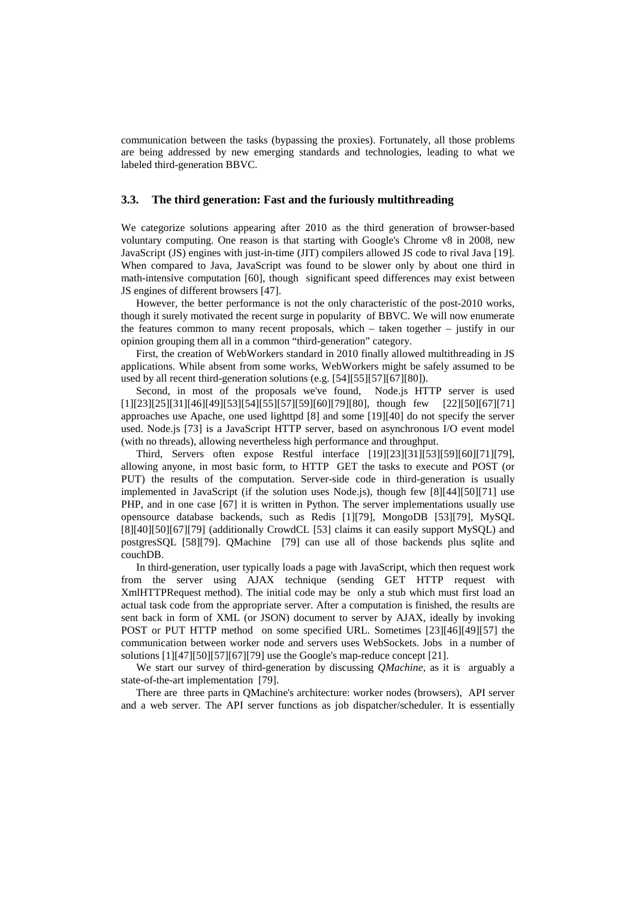communication between the tasks (bypassing the proxies). Fortunately, all those problems are being addressed by new emerging standards and technologies, leading to what we labeled third-generation BBVC.

### 3.3. The third generation: Fast and the furiously multithreading

We categorize solutions appearing after 2010 as the third generation of browser-based voluntary computing. One reason is that starting with Google's Chrome v8 in 2008, new JavaScript (JS) engines with just-in-time (JIT) compilers allowed JS code to rival Java [19]. When compared to Java, JavaScript was found to be slower only by about one third in math-intensive computation [60], though significant speed differences may exist between JS engines of different browsers [47].

However, the better performance is not the only characteristic of the post-2010 works, though it surely motivated the recent surge in popularity of BBVC. We will now enumerate the features common to many recent proposals, which – taken together – justify in our opinion grouping them all in a common "third-generation" category.

First, the creation of WebWorkers standard in 2010 finally allowed multithreading in JS applications. While absent from some works, WebWorkers might be safely assumed to be used by all recent third-generation solutions (e.g. [54][55][57][67][80]).

Second, in most of the proposals we've found, Node.js HTTP server is used [1][23][25][31][46][49][53][54][55][57][59][60][79][80], though few [22][50][67][71] approaches use Apache, one used lighttpd [8] and some [19][40] do not specify the server used. Node.js [73] is a JavaScript HTTP server, based on asynchronous I/O event model (with no threads), allowing nevertheless high performance and throughput.

Third, Servers often expose Restful interface [19][23][31][53][59][60][71][79], allowing anyone, in most basic form, to HTTP GET the tasks to execute and POST (or PUT) the results of the computation. Server-side code in third-generation is usually implemented in JavaScript (if the solution uses Node.js), though few [8][44][50][71] use PHP, and in one case [67] it is written in Python. The server implementations usually use opensource database backends, such as Redis [1][79], MongoDB [53][79], MySQL [8][40][50][67][79] (additionally CrowdCL [53] claims it can easily support MySQL) and postgresSQL [58][79]. QMachine [79] can use all of those backends plus sqlite and couchDB.

In third-generation, user typically loads a page with JavaScript, which then request work from the server using AJAX technique (sending GET HTTP request with XmlHTTPRequest method). The initial code may be only a stub which must first load an actual task code from the appropriate server. After a computation is finished, the results are sent back in form of XML (or JSON) document to server by AJAX, ideally by invoking POST or PUT HTTP method on some specified URL. Sometimes [23][46][49][57] the communication between worker node and servers uses WebSockets. Jobs in a number of solutions [1][47][50][57][67][79] use the Google's map-reduce concept [21].

We start our survey of third-generation by discussing *QMachine*, as it is arguably a state-of-the-art implementation [79].

There are three parts in QMachine's architecture: worker nodes (browsers), API server and a web server. The API server functions as job dispatcher/scheduler. It is essentially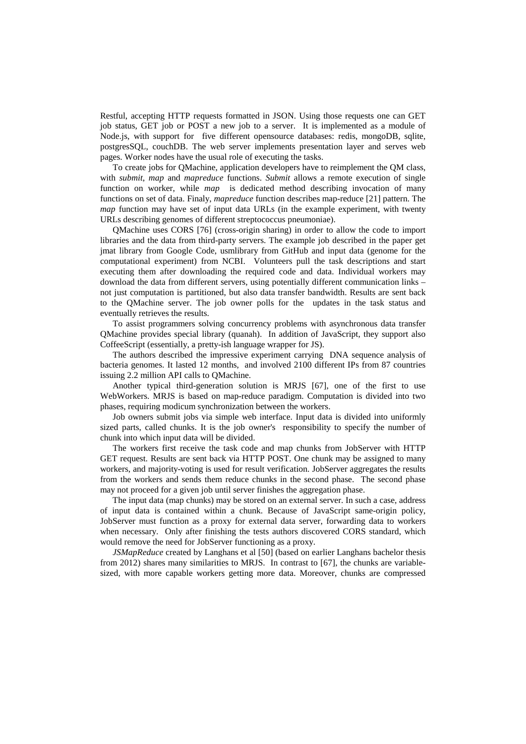Restful, accepting HTTP requests formatted in JSON. Using those requests one can GET job status, GET job or POST a new job to a server. It is implemented as a module of Node.js, with support for five different opensource databases: redis, mongoDB, sqlite, postgresSQL, couchDB. The web server implements presentation layer and serves web pages. Worker nodes have the usual role of executing the tasks.

To create jobs for QMachine, application developers have to reimplement the QM class, with *submit*, *map* and *mapreduce* functions. *Submit* allows a remote execution of single function on worker, while *map* is dedicated method describing invocation of many functions on set of data. Finaly, *mapreduce* function describes map-reduce [21] pattern. The *map* function may have set of input data URLs (in the example experiment, with twenty URLs describing genomes of different streptococcus pneumoniae).

QMachine uses CORS [76] (cross-origin sharing) in order to allow the code to import libraries and the data from third-party servers. The example job described in the paper get jmat library from Google Code, usmlibrary from GitHub and input data (genome for the computational experiment) from NCBI. Volunteers pull the task descriptions and start executing them after downloading the required code and data. Individual workers may download the data from different servers, using potentially different communication links – not just computation is partitioned, but also data transfer bandwidth. Results are sent back to the QMachine server. The job owner polls for the updates in the task status and eventually retrieves the results.

To assist programmers solving concurrency problems with asynchronous data transfer QMachine provides special library (quanah). In addition of JavaScript, they support also CoffeeScript (essentially, a pretty-ish language wrapper for JS).

The authors described the impressive experiment carrying DNA sequence analysis of bacteria genomes. It lasted 12 months, and involved 2100 different IPs from 87 countries issuing 2.2 million API calls to QMachine.

Another typical third-generation solution is MRJS [67], one of the first to use WebWorkers. MRJS is based on map-reduce paradigm. Computation is divided into two phases, requiring modicum synchronization between the workers.

Job owners submit jobs via simple web interface. Input data is divided into uniformly sized parts, called chunks. It is the job owner's responsibility to specify the number of chunk into which input data will be divided.

The workers first receive the task code and map chunks from JobServer with HTTP GET request. Results are sent back via HTTP POST. One chunk may be assigned to many workers, and majority-voting is used for result verification. JobServer aggregates the results from the workers and sends them reduce chunks in the second phase. The second phase may not proceed for a given job until server finishes the aggregation phase.

The input data (map chunks) may be stored on an external server. In such a case, address of input data is contained within a chunk. Because of JavaScript same-origin policy, JobServer must function as a proxy for external data server, forwarding data to workers when necessary. Only after finishing the tests authors discovered CORS standard, which would remove the need for JobServer functioning as a proxy.

*JSMapReduce* created by Langhans et al [50] (based on earlier Langhans bachelor thesis from 2012) shares many similarities to MRJS. In contrast to [67], the chunks are variable-sized, with more capable workers getting more data. Moreover, chunks are compressed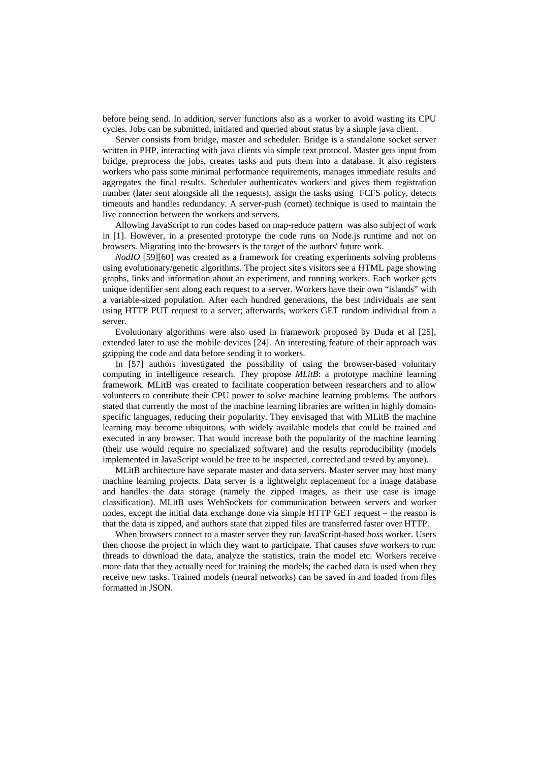before being send. In addition, server functions also as a worker to avoid wasting its CPU cycles. Jobs can be submitted, initiated and queried about status by a simple java client.

Server consists from bridge, master and scheduler. Bridge is a standalone socket server written in PHP, interacting with java clients via simple text protocol. Master gets input from bridge, preprocess the jobs, creates tasks and puts them into a database. It also registers workers who pass some minimal performance requirements, manages immediate results and aggregates the final results. Scheduler authenticates workers and gives them registration number (later sent alongside all the requests), assign the tasks using FCFS policy, detects timeouts and handles redundancy. A server-push (comet) technique is used to maintain the live connection between the workers and servers.

Allowing JavaScript to run codes based on map-reduce pattern was also subject of work in [1]. However, in a presented prototype the code runs on Node.js runtime and not on browsers. Migrating into the browsers is the target of the authors' future work.

*NodIO* [59][60] was created as a framework for creating experiments solving problems using evolutionary/genetic algorithms. The project site's visitors see a HTML page showing graphs, links and information about an experiment, and running workers. Each worker gets unique identifier sent along each request to a server. Workers have their own "islands" with a variable-sized population. After each hundred generations, the best individuals are sent using HTTP PUT request to a server; afterwards, workers GET random individual from a server.

Evolutionary algorithms were also used in framework proposed by Duda et al [25], extended later to use the mobile devices [24]. An interesting feature of their approach was gzipping the code and data before sending it to workers.

In [57] authors investigated the possibility of using the browser-based voluntary computing in intelligence research. They propose *MLitB*: a prototype machine learning framework. MLitB was created to facilitate cooperation between researchers and to allow volunteers to contribute their CPU power to solve machine learning problems. The authors stated that currently the most of the machine learning libraries are written in highly domain-specific languages, reducing their popularity. They envisaged that with MLitB the machine learning may become ubiquitous, with widely available models that could be trained and executed in any browser. That would increase both the popularity of the machine learning (their use would require no specialized software) and the results reproducibility (models implemented in JavaScript would be free to be inspected, corrected and tested by anyone).

MLitB architecture have separate master and data servers. Master server may host many machine learning projects. Data server is a lightweight replacement for a image database and handles the data storage (namely the zipped images, as their use case is image classification). MLitB uses WebSockets for communication between servers and worker nodes, except the initial data exchange done via simple HTTP GET request – the reason is that the data is zipped, and authors state that zipped files are transferred faster over HTTP.

When browsers connect to a master server they run JavaScript-based *boss* worker. Users then choose the project in which they want to participate. That causes *slave* workers to run: threads to download the data, analyze the statistics, train the model etc. Workers receive more data that they actually need for training the models; the cached data is used when they receive new tasks. Trained models (neural networks) can be saved in and loaded from files formatted in JSON.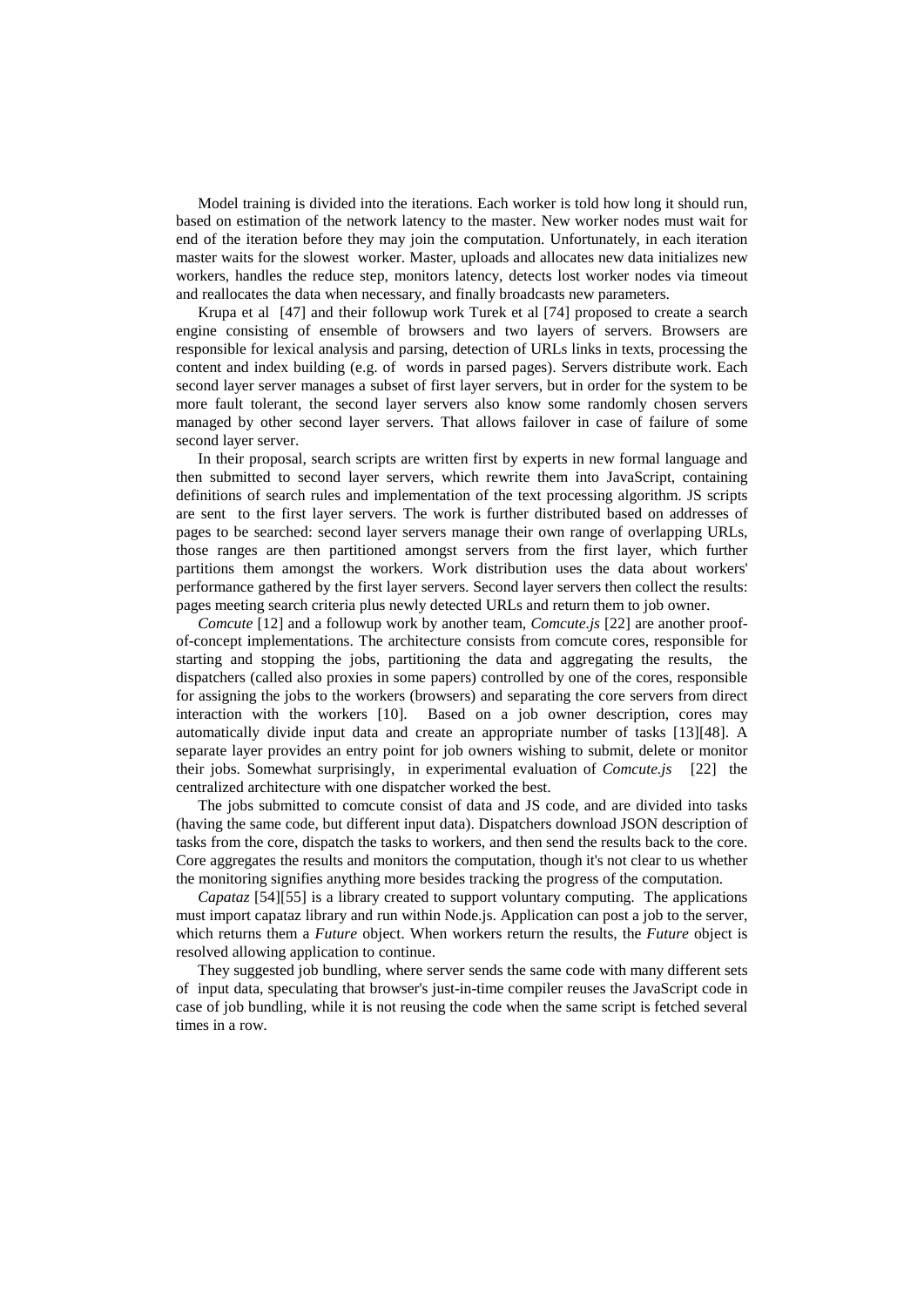Model training is divided into the iterations. Each worker is told how long it should run, based on estimation of the network latency to the master. New worker nodes must wait for end of the iteration before they may join the computation. Unfortunately, in each iteration master waits for the slowest worker. Master, uploads and allocates new data initializes new workers, handles the reduce step, monitors latency, detects lost worker nodes via timeout and reallocates the data when necessary, and finally broadcasts new parameters.

Krupa et al [47] and their followup work Turek et al [74] proposed to create a search engine consisting of ensemble of browsers and two layers of servers. Browsers are responsible for lexical analysis and parsing, detection of URLs links in texts, processing the content and index building (e.g. of words in parsed pages). Servers distribute work. Each second layer server manages a subset of first layer servers, but in order for the system to be more fault tolerant, the second layer servers also know some randomly chosen servers managed by other second layer servers. That allows failover in case of failure of some second layer server.

In their proposal, search scripts are written first by experts in new formal language and then submitted to second layer servers, which rewrite them into JavaScript, containing definitions of search rules and implementation of the text processing algorithm. JS scripts are sent to the first layer servers. The work is further distributed based on addresses of pages to be searched: second layer servers manage their own range of overlapping URLs, those ranges are then partitioned amongst servers from the first layer, which further partitions them amongst the workers. Work distribution uses the data about workers' performance gathered by the first layer servers. Second layer servers then collect the results: pages meeting search criteria plus newly detected URLs and return them to job owner.

*Comcute* [12] and a followup work by another team, *Comcute.js* [22] are another proof-of-concept implementations. The architecture consists from comcute cores, responsible for starting and stopping the jobs, partitioning the data and aggregating the results, the dispatchers (called also proxies in some papers) controlled by one of the cores, responsible for assigning the jobs to the workers (browsers) and separating the core servers from direct interaction with the workers [10]. Based on a job owner description, cores may automatically divide input data and create an appropriate number of tasks [13][48]. A separate layer provides an entry point for job owners wishing to submit, delete or monitor their jobs. Somewhat surprisingly, in experimental evaluation of *Comcute.js* [22] the centralized architecture with one dispatcher worked the best.

The jobs submitted to comcute consist of data and JS code, and are divided into tasks (having the same code, but different input data). Dispatchers download JSON description of tasks from the core, dispatch the tasks to workers, and then send the results back to the core. Core aggregates the results and monitors the computation, though it's not clear to us whether the monitoring signifies anything more besides tracking the progress of the computation.

*Capataz* [54][55] is a library created to support voluntary computing. The applications must import capataz library and run within Node.js. Application can post a job to the server, which returns them a *Future* object. When workers return the results, the *Future* object is resolved allowing application to continue.

They suggested job bundling, where server sends the same code with many different sets of input data, speculating that browser's just-in-time compiler reuses the JavaScript code in case of job bundling, while it is not reusing the code when the same script is fetched several times in a row.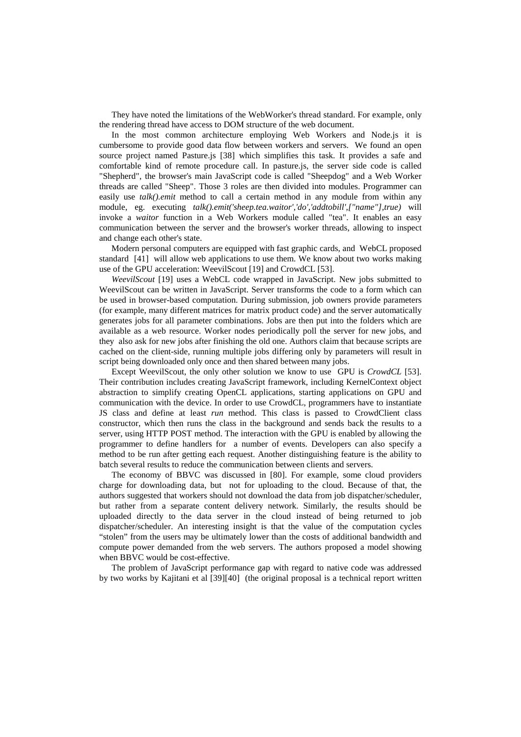They have noted the limitations of the WebWorker's thread standard. For example, only the rendering thread have access to DOM structure of the web document.

In the most common architecture employing Web Workers and Node.js it is cumbersome to provide good data flow between workers and servers. We found an open source project named Pasture.js [38] which simplifies this task. It provides a safe and comfortable kind of remote procedure call. In pasture.js, the server side code is called "Shepherd", the browser's main JavaScript code is called "Sheepdog" and a Web Worker threads are called "Sheep". Those 3 roles are then divided into modules. Programmer can easily use *talk().emit* method to call a certain method in any module from within any module, eg. executing *talk().emit('sheep.tea.waitor','do','addtobill',["name"],true)* will invoke a *waitor* function in a Web Workers module called "tea". It enables an easy communication between the server and the browser's worker threads, allowing to inspect and change each other's state.

Modern personal computers are equipped with fast graphic cards, and WebCL proposed standard [41] will allow web applications to use them. We know about two works making use of the GPU acceleration: WeevilScout [19] and CrowdCL [53].

*WeevilScout* [19] uses a WebCL code wrapped in JavaScript. New jobs submitted to WeevilScout can be written in JavaScript. Server transforms the code to a form which can be used in browser-based computation. During submission, job owners provide parameters (for example, many different matrices for matrix product code) and the server automatically generates jobs for all parameter combinations. Jobs are then put into the folders which are available as a web resource. Worker nodes periodically poll the server for new jobs, and they also ask for new jobs after finishing the old one. Authors claim that because scripts are cached on the client-side, running multiple jobs differing only by parameters will result in script being downloaded only once and then shared between many jobs.

Except WeevilScout, the only other solution we know to use GPU is *CrowdCL* [53]. Their contribution includes creating JavaScript framework, including KernelContext object abstraction to simplify creating OpenCL applications, starting applications on GPU and communication with the device. In order to use CrowdCL, programmers have to instantiate JS class and define at least *run* method. This class is passed to CrowdClient class constructor, which then runs the class in the background and sends back the results to a server, using HTTP POST method. The interaction with the GPU is enabled by allowing the programmer to define handlers for a number of events. Developers can also specify a method to be run after getting each request. Another distinguishing feature is the ability to batch several results to reduce the communication between clients and servers.

The economy of BBVC was discussed in [80]. For example, some cloud providers charge for downloading data, but not for uploading to the cloud. Because of that, the authors suggested that workers should not download the data from job dispatcher/scheduler, but rather from a separate content delivery network. Similarly, the results should be uploaded directly to the data server in the cloud instead of being returned to job dispatcher/scheduler. An interesting insight is that the value of the computation cycles "stolen" from the users may be ultimately lower than the costs of additional bandwidth and compute power demanded from the web servers. The authors proposed a model showing when BBVC would be cost-effective.

The problem of JavaScript performance gap with regard to native code was addressed by two works by Kajitani et al [39][40] (the original proposal is a technical report written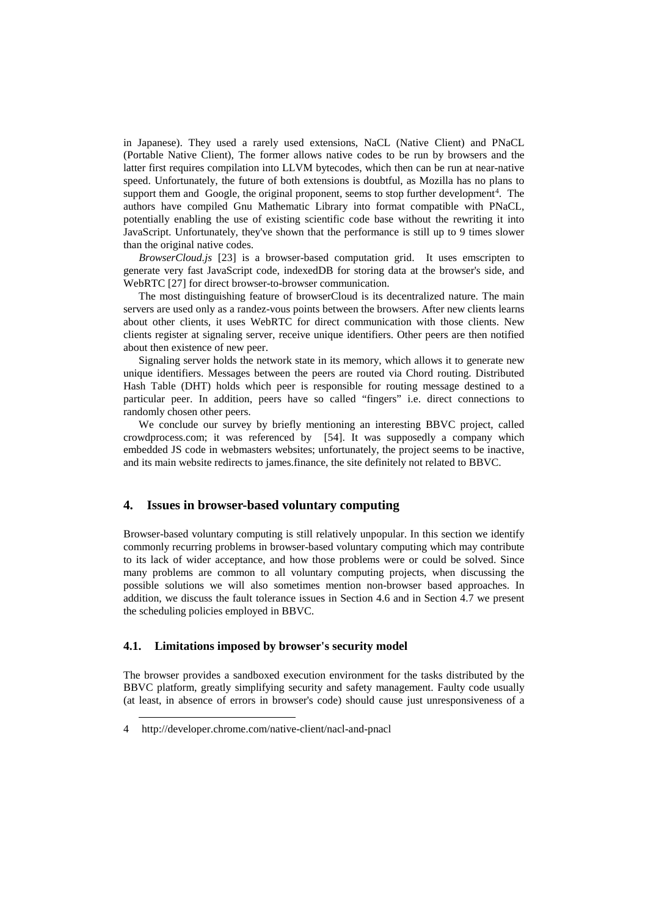in Japanese). They used a rarely used extensions, NaCL (Native Client) and PNaCL (Portable Native Client), The former allows native codes to be run by browsers and the latter first requires compilation into LLVM bytecodes, which then can be run at near-native speed. Unfortunately, the future of both extensions is doubtful, as Mozilla has no plans to support them and Google, the original proponent, seems to stop further development[4]. The authors have compiled Gnu Mathematic Library into format compatible with PNaCL, potentially enabling the use of existing scientific code base without the rewriting it into JavaScript. Unfortunately, they've shown that the performance is still up to 9 times slower than the original native codes.

*BrowserCloud.js* [23] is a browser-based computation grid. It uses emscripten to generate very fast JavaScript code, indexedDB for storing data at the browser's side, and WebRTC [27] for direct browser-to-browser communication.

The most distinguishing feature of browserCloud is its decentralized nature. The main servers are used only as a randez-vous points between the browsers. After new clients learns about other clients, it uses WebRTC for direct communication with those clients. New clients register at signaling server, receive unique identifiers. Other peers are then notified about then existence of new peer.

Signaling server holds the network state in its memory, which allows it to generate new unique identifiers. Messages between the peers are routed via Chord routing. Distributed Hash Table (DHT) holds which peer is responsible for routing message destined to a particular peer. In addition, peers have so called "fingers" i.e. direct connections to randomly chosen other peers.

We conclude our survey by briefly mentioning an interesting BBVC project, called crowdprocess.com; it was referenced by [54]. It was supposedly a company which embedded JS code in webmasters websites; unfortunately, the project seems to be inactive, and its main website redirects to james.finance, the site definitely not related to BBVC.

## 4. Issues in browser-based voluntary computing

Browser-based voluntary computing is still relatively unpopular. In this section we identify commonly recurring problems in browser-based voluntary computing which may contribute to its lack of wider acceptance, and how those problems were or could be solved. Since many problems are common to all voluntary computing projects, when discussing the possible solutions we will also sometimes mention non-browser based approaches. In addition, we discuss the fault tolerance issues in Section 4.6 and in Section 4.7 we present the scheduling policies employed in BBVC.

### 4.1. Limitations imposed by browser's security model

The browser provides a sandboxed execution environment for the tasks distributed by the BBVC platform, greatly simplifying security and safety management. Faulty code usually (at least, in absence of errors in browser's code) should cause just unresponsiveness of a

[4] http://developer.chrome.com/native-client/nacl-and-pnacl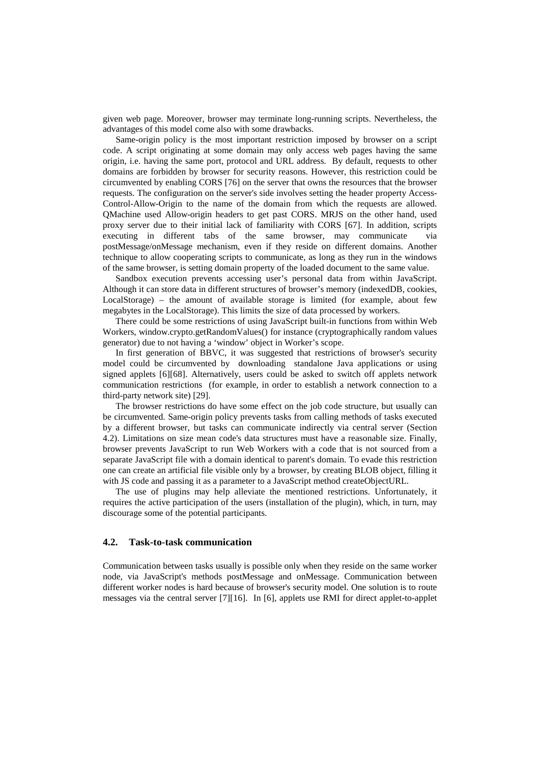given web page. Moreover, browser may terminate long-running scripts. Nevertheless, the advantages of this model come also with some drawbacks.

Same-origin policy is the most important restriction imposed by browser on a script code. A script originating at some domain may only access web pages having the same origin, i.e. having the same port, protocol and URL address. By default, requests to other domains are forbidden by browser for security reasons. However, this restriction could be circumvented by enabling CORS [76] on the server that owns the resources that the browser requests. The configuration on the server's side involves setting the header property Access-Control-Allow-Origin to the name of the domain from which the requests are allowed. QMachine used Allow-origin headers to get past CORS. MRJS on the other hand, used proxy server due to their initial lack of familiarity with CORS [67]. In addition, scripts executing in different tabs of the same browser, may communicate via postMessage/onMessage mechanism, even if they reside on different domains. Another technique to allow cooperating scripts to communicate, as long as they run in the windows of the same browser, is setting domain property of the loaded document to the same value.

Sandbox execution prevents accessing user's personal data from within JavaScript. Although it can store data in different structures of browser's memory (indexedDB, cookies, LocalStorage) – the amount of available storage is limited (for example, about few megabytes in the LocalStorage). This limits the size of data processed by workers.

There could be some restrictions of using JavaScript built-in functions from within Web Workers, window.crypto.getRandomValues() for instance (cryptographically random values generator) due to not having a 'window' object in Worker's scope.

In first generation of BBVC, it was suggested that restrictions of browser's security model could be circumvented by downloading standalone Java applications or using signed applets [6][68]. Alternatively, users could be asked to switch off applets network communication restrictions (for example, in order to establish a network connection to a third-party network site) [29].

The browser restrictions do have some effect on the job code structure, but usually can be circumvented. Same-origin policy prevents tasks from calling methods of tasks executed by a different browser, but tasks can communicate indirectly via central server (Section 4.2). Limitations on size mean code's data structures must have a reasonable size. Finally, browser prevents JavaScript to run Web Workers with a code that is not sourced from a separate JavaScript file with a domain identical to parent's domain. To evade this restriction one can create an artificial file visible only by a browser, by creating BLOB object, filling it with JS code and passing it as a parameter to a JavaScript method createObjectURL.

The use of plugins may help alleviate the mentioned restrictions. Unfortunately, it requires the active participation of the users (installation of the plugin), which, in turn, may discourage some of the potential participants.

### 4.2. Task-to-task communication

Communication between tasks usually is possible only when they reside on the same worker node, via JavaScript's methods postMessage and onMessage. Communication between different worker nodes is hard because of browser's security model. One solution is to route messages via the central server [7][16]. In [6], applets use RMI for direct applet-to-applet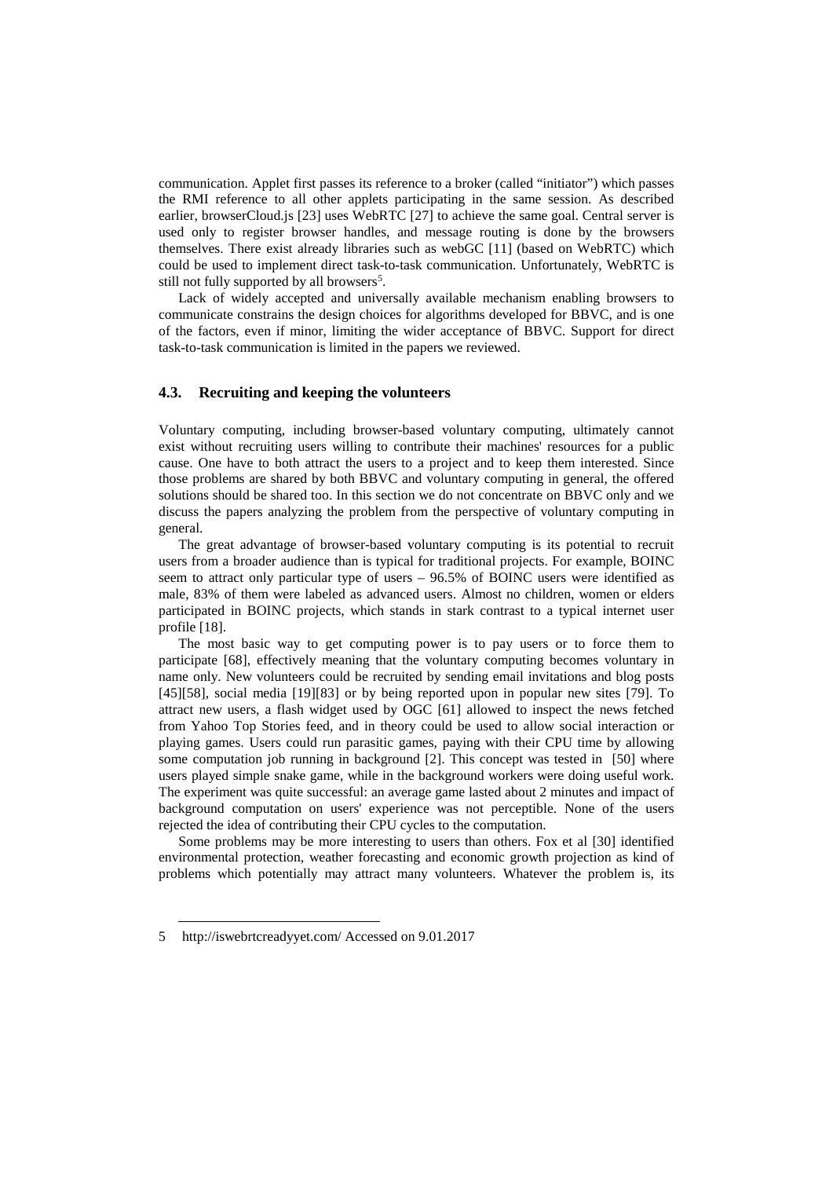communication. Applet first passes its reference to a broker (called "initiator") which passes the RMI reference to all other applets participating in the same session. As described earlier, browserCloud.js [23] uses WebRTC [27] to achieve the same goal. Central server is used only to register browser handles, and message routing is done by the browsers themselves. There exist already libraries such as webGC [11] (based on WebRTC) which could be used to implement direct task-to-task communication. Unfortunately, WebRTC is still not fully supported by all browsers[5].

Lack of widely accepted and universally available mechanism enabling browsers to communicate constrains the design choices for algorithms developed for BBVC, and is one of the factors, even if minor, limiting the wider acceptance of BBVC. Support for direct task-to-task communication is limited in the papers we reviewed.

### 4.3. Recruiting and keeping the volunteers

Voluntary computing, including browser-based voluntary computing, ultimately cannot exist without recruiting users willing to contribute their machines' resources for a public cause. One have to both attract the users to a project and to keep them interested. Since those problems are shared by both BBVC and voluntary computing in general, the offered solutions should be shared too. In this section we do not concentrate on BBVC only and we discuss the papers analyzing the problem from the perspective of voluntary computing in general.

The great advantage of browser-based voluntary computing is its potential to recruit users from a broader audience than is typical for traditional projects. For example, BOINC seem to attract only particular type of users – 96.5% of BOINC users were identified as male, 83% of them were labeled as advanced users. Almost no children, women or elders participated in BOINC projects, which stands in stark contrast to a typical internet user profile [18].

The most basic way to get computing power is to pay users or to force them to participate [68], effectively meaning that the voluntary computing becomes voluntary in name only. New volunteers could be recruited by sending email invitations and blog posts [45][58], social media [19][83] or by being reported upon in popular new sites [79]. To attract new users, a flash widget used by OGC [61] allowed to inspect the news fetched from Yahoo Top Stories feed, and in theory could be used to allow social interaction or playing games. Users could run parasitic games, paying with their CPU time by allowing some computation job running in background [2]. This concept was tested in [50] where users played simple snake game, while in the background workers were doing useful work. The experiment was quite successful: an average game lasted about 2 minutes and impact of background computation on users' experience was not perceptible. None of the users rejected the idea of contributing their CPU cycles to the computation.

Some problems may be more interesting to users than others. Fox et al [30] identified environmental protection, weather forecasting and economic growth projection as kind of problems which potentially may attract many volunteers. Whatever the problem is, its

---

5 http://iswebrtcreadyyet.com/ Accessed on 9.01.2017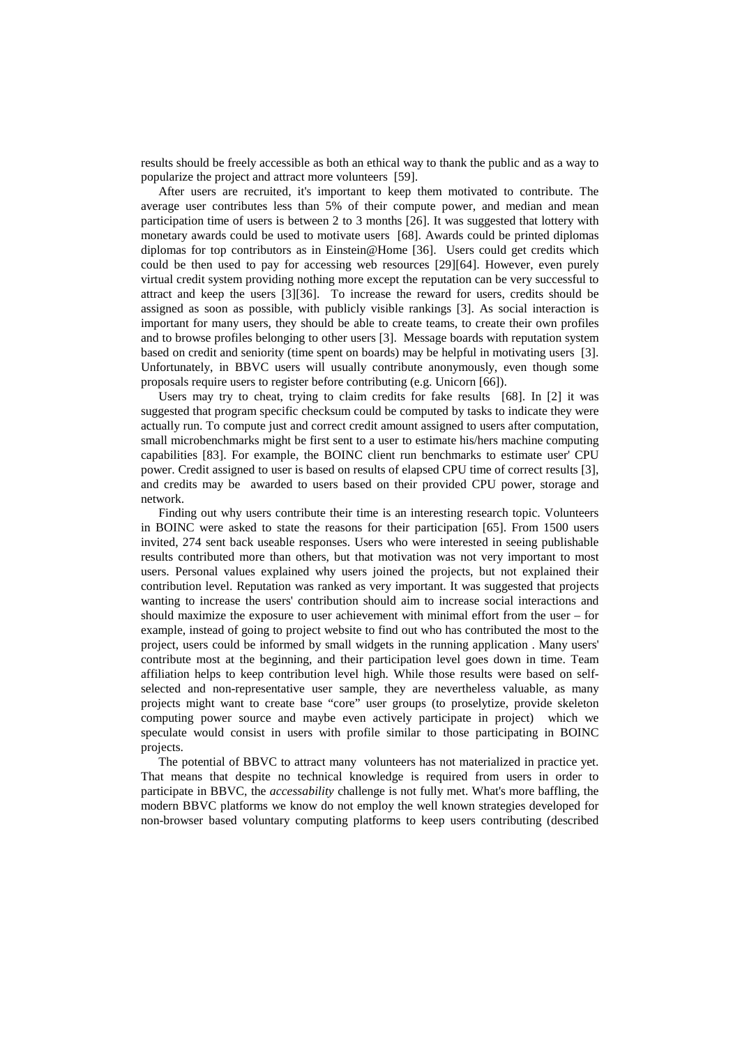results should be freely accessible as both an ethical way to thank the public and as a way to popularize the project and attract more volunteers [59].

After users are recruited, it's important to keep them motivated to contribute. The average user contributes less than 5% of their compute power, and median and mean participation time of users is between 2 to 3 months [26]. It was suggested that lottery with monetary awards could be used to motivate users [68]. Awards could be printed diplomas diplomas for top contributors as in Einstein@Home [36]. Users could get credits which could be then used to pay for accessing web resources [29][64]. However, even purely virtual credit system providing nothing more except the reputation can be very successful to attract and keep the users [3][36]. To increase the reward for users, credits should be assigned as soon as possible, with publicly visible rankings [3]. As social interaction is important for many users, they should be able to create teams, to create their own profiles and to browse profiles belonging to other users [3]. Message boards with reputation system based on credit and seniority (time spent on boards) may be helpful in motivating users [3]. Unfortunately, in BBVC users will usually contribute anonymously, even though some proposals require users to register before contributing (e.g. Unicorn [66]).

Users may try to cheat, trying to claim credits for fake results [68]. In [2] it was suggested that program specific checksum could be computed by tasks to indicate they were actually run. To compute just and correct credit amount assigned to users after computation, small microbenchmarks might be first sent to a user to estimate his/hers machine computing capabilities [83]. For example, the BOINC client run benchmarks to estimate user' CPU power. Credit assigned to user is based on results of elapsed CPU time of correct results [3], and credits may be awarded to users based on their provided CPU power, storage and network.

Finding out why users contribute their time is an interesting research topic. Volunteers in BOINC were asked to state the reasons for their participation [65]. From 1500 users invited, 274 sent back useable responses. Users who were interested in seeing publishable results contributed more than others, but that motivation was not very important to most users. Personal values explained why users joined the projects, but not explained their contribution level. Reputation was ranked as very important. It was suggested that projects wanting to increase the users' contribution should aim to increase social interactions and should maximize the exposure to user achievement with minimal effort from the user – for example, instead of going to project website to find out who has contributed the most to the project, users could be informed by small widgets in the running application . Many users' contribute most at the beginning, and their participation level goes down in time. Team affiliation helps to keep contribution level high. While those results were based on self-selected and non-representative user sample, they are nevertheless valuable, as many projects might want to create base "core" user groups (to proselytize, provide skeleton computing power source and maybe even actively participate in project) which we speculate would consist in users with profile similar to those participating in BOINC projects.

The potential of BBVC to attract many volunteers has not materialized in practice yet. That means that despite no technical knowledge is required from users in order to participate in BBVC, the *accessability* challenge is not fully met. What's more baffling, the modern BBVC platforms we know do not employ the well known strategies developed for non-browser based voluntary computing platforms to keep users contributing (described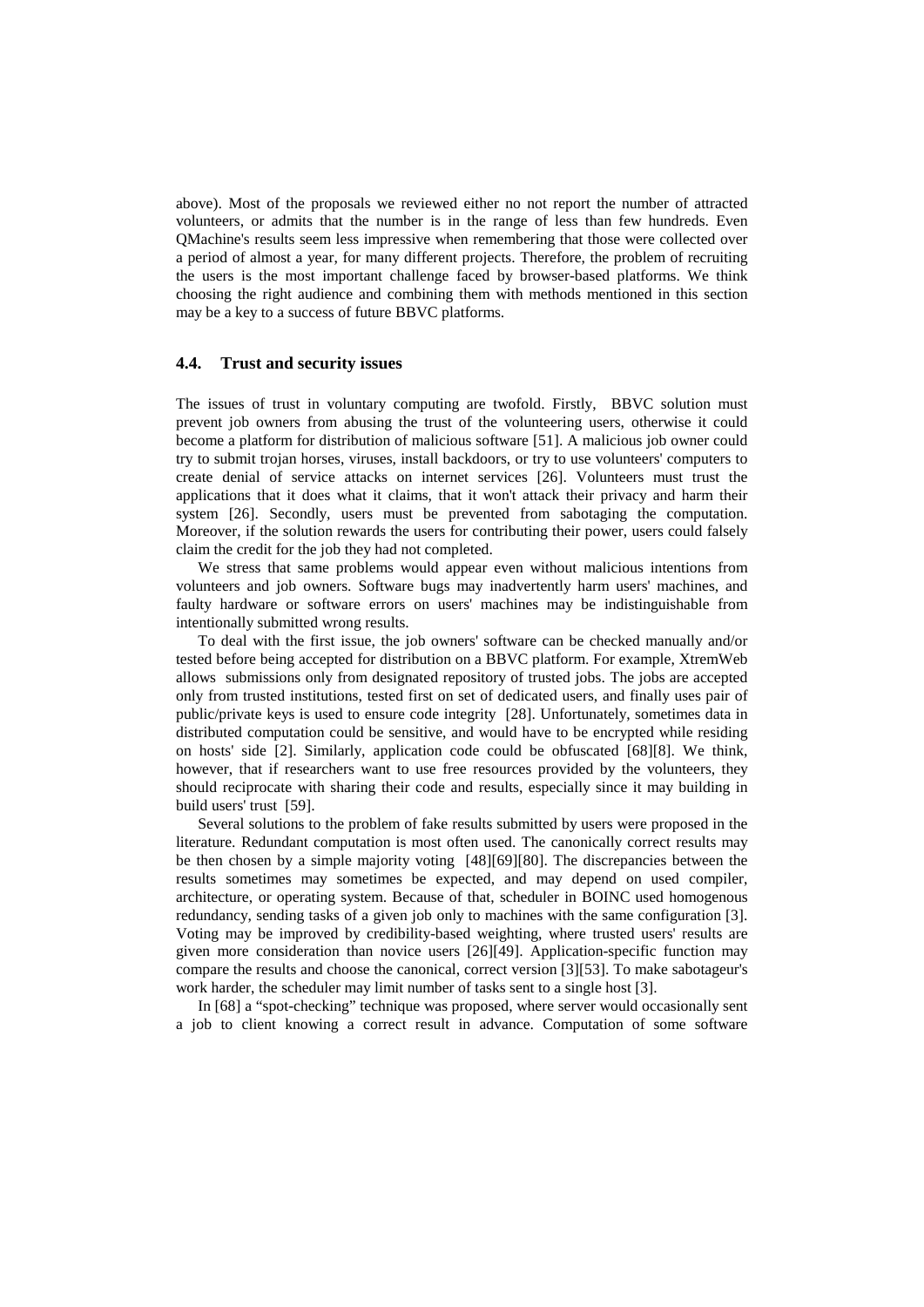above). Most of the proposals we reviewed either no not report the number of attracted volunteers, or admits that the number is in the range of less than few hundreds. Even QMachine's results seem less impressive when remembering that those were collected over a period of almost a year, for many different projects. Therefore, the problem of recruiting the users is the most important challenge faced by browser-based platforms. We think choosing the right audience and combining them with methods mentioned in this section may be a key to a success of future BBVC platforms.

### 4.4. Trust and security issues

The issues of trust in voluntary computing are twofold. Firstly, BBVC solution must prevent job owners from abusing the trust of the volunteering users, otherwise it could become a platform for distribution of malicious software [51]. A malicious job owner could try to submit trojan horses, viruses, install backdoors, or try to use volunteers' computers to create denial of service attacks on internet services [26]. Volunteers must trust the applications that it does what it claims, that it won't attack their privacy and harm their system [26]. Secondly, users must be prevented from sabotaging the computation. Moreover, if the solution rewards the users for contributing their power, users could falsely claim the credit for the job they had not completed.

We stress that same problems would appear even without malicious intentions from volunteers and job owners. Software bugs may inadvertently harm users' machines, and faulty hardware or software errors on users' machines may be indistinguishable from intentionally submitted wrong results.

To deal with the first issue, the job owners' software can be checked manually and/or tested before being accepted for distribution on a BBVC platform. For example, XtremWeb allows submissions only from designated repository of trusted jobs. The jobs are accepted only from trusted institutions, tested first on set of dedicated users, and finally uses pair of public/private keys is used to ensure code integrity [28]. Unfortunately, sometimes data in distributed computation could be sensitive, and would have to be encrypted while residing on hosts' side [2]. Similarly, application code could be obfuscated [68][8]. We think, however, that if researchers want to use free resources provided by the volunteers, they should reciprocate with sharing their code and results, especially since it may building in build users' trust [59].

Several solutions to the problem of fake results submitted by users were proposed in the literature. Redundant computation is most often used. The canonically correct results may be then chosen by a simple majority voting [48][69][80]. The discrepancies between the results sometimes may sometimes be expected, and may depend on used compiler, architecture, or operating system. Because of that, scheduler in BOINC used homogenous redundancy, sending tasks of a given job only to machines with the same configuration [3]. Voting may be improved by credibility-based weighting, where trusted users' results are given more consideration than novice users [26][49]. Application-specific function may compare the results and choose the canonical, correct version [3][53]. To make sabotageur's work harder, the scheduler may limit number of tasks sent to a single host [3].

In [68] a "spot-checking" technique was proposed, where server would occasionally sent a job to client knowing a correct result in advance. Computation of some software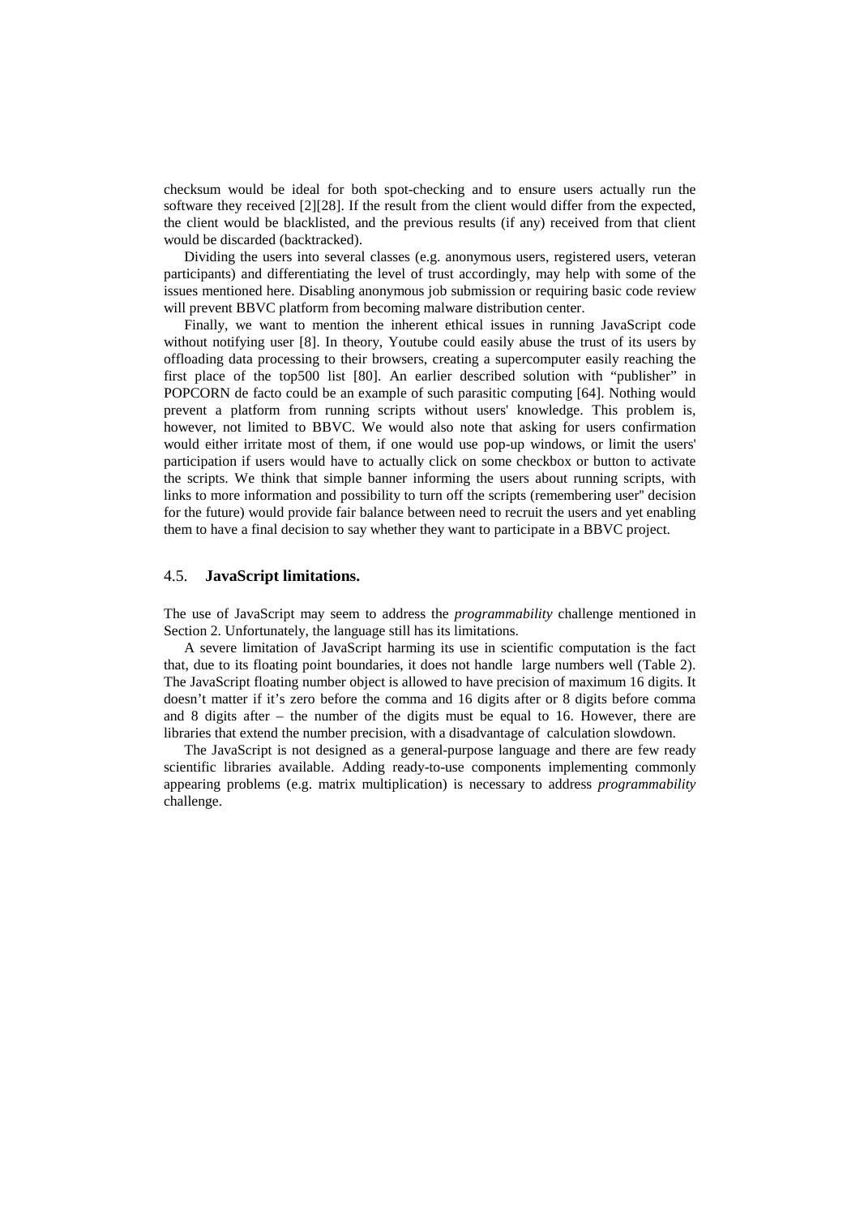checksum would be ideal for both spot-checking and to ensure users actually run the software they received [2][28]. If the result from the client would differ from the expected, the client would be blacklisted, and the previous results (if any) received from that client would be discarded (backtracked).

Dividing the users into several classes (e.g. anonymous users, registered users, veteran participants) and differentiating the level of trust accordingly, may help with some of the issues mentioned here. Disabling anonymous job submission or requiring basic code review will prevent BBVC platform from becoming malware distribution center.

Finally, we want to mention the inherent ethical issues in running JavaScript code without notifying user [8]. In theory, Youtube could easily abuse the trust of its users by offloading data processing to their browsers, creating a supercomputer easily reaching the first place of the top500 list [80]. An earlier described solution with "publisher" in POPCORN de facto could be an example of such parasitic computing [64]. Nothing would prevent a platform from running scripts without users' knowledge. This problem is, however, not limited to BBVC. We would also note that asking for users confirmation would either irritate most of them, if one would use pop-up windows, or limit the users' participation if users would have to actually click on some checkbox or button to activate the scripts. We think that simple banner informing the users about running scripts, with links to more information and possibility to turn off the scripts (remembering user'' decision for the future) would provide fair balance between need to recruit the users and yet enabling them to have a final decision to say whether they want to participate in a BBVC project.

### 4.5. **JavaScript limitations.**

The use of JavaScript may seem to address the *programmability* challenge mentioned in Section 2. Unfortunately, the language still has its limitations.

A severe limitation of JavaScript harming its use in scientific computation is the fact that, due to its floating point boundaries, it does not handle large numbers well (Table 2). The JavaScript floating number object is allowed to have precision of maximum 16 digits. It doesn't matter if it's zero before the comma and 16 digits after or 8 digits before comma and 8 digits after – the number of the digits must be equal to 16. However, there are libraries that extend the number precision, with a disadvantage of calculation slowdown.

The JavaScript is not designed as a general-purpose language and there are few ready scientific libraries available. Adding ready-to-use components implementing commonly appearing problems (e.g. matrix multiplication) is necessary to address *programmability* challenge.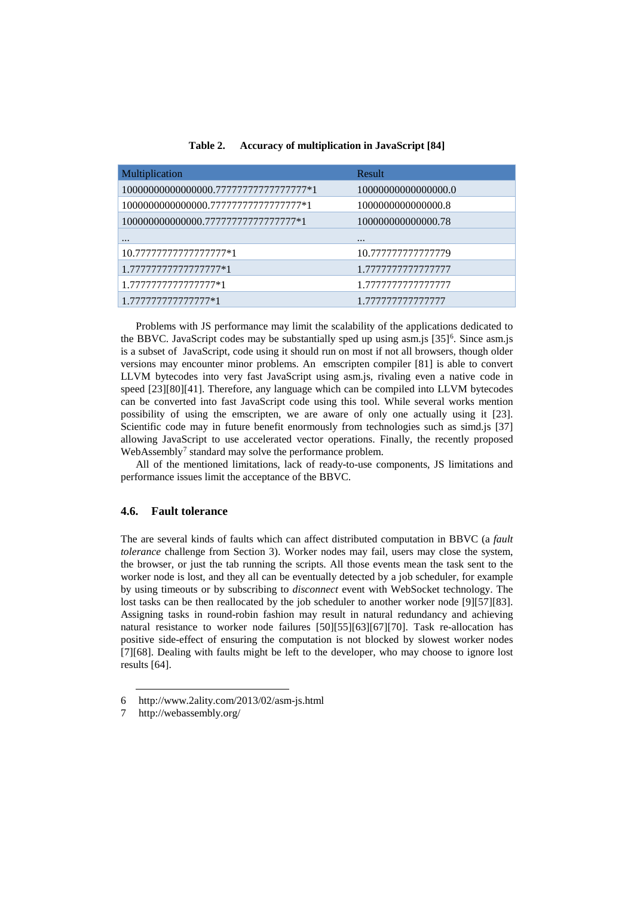**Table 2. Accuracy of multiplication in JavaScript [84]**

| Multiplication | Result |
|---|---|
| 10000000000000000.77777777777777777*1 | 10000000000000000.0 |
| 1000000000000000.77777777777777777*1 | 1000000000000000.8 |
| 100000000000000.77777777777777777*1 | 100000000000000.78 |
| ... | ... |
| 10.77777777777777777*1 | 10.777777777777779 |
| 1.77777777777777777*1 | 1.7777777777777777 |
| 1.7777777777777777*1 | 1.7777777777777777 |
| 1.777777777777777*1 | 1.777777777777777 |

Problems with JS performance may limit the scalability of the applications dedicated to the BBVC. JavaScript codes may be substantially sped up using asm.js [35][6]. Since asm.js is a subset of JavaScript, code using it should run on most if not all browsers, though older versions may encounter minor problems. An emscripten compiler [81] is able to convert LLVM bytecodes into very fast JavaScript using asm.js, rivaling even a native code in speed [23][80][41]. Therefore, any language which can be compiled into LLVM bytecodes can be converted into fast JavaScript code using this tool. While several works mention possibility of using the emscripten, we are aware of only one actually using it [23]. Scientific code may in future benefit enormously from technologies such as simd.js [37] allowing JavaScript to use accelerated vector operations. Finally, the recently proposed WebAssembly[7] standard may solve the performance problem.

All of the mentioned limitations, lack of ready-to-use components, JS limitations and performance issues limit the acceptance of the BBVC.

### 4.6. Fault tolerance

The are several kinds of faults which can affect distributed computation in BBVC (a *fault tolerance* challenge from Section 3). Worker nodes may fail, users may close the system, the browser, or just the tab running the scripts. All those events mean the task sent to the worker node is lost, and they all can be eventually detected by a job scheduler, for example by using timeouts or by subscribing to *disconnect* event with WebSocket technology. The lost tasks can be then reallocated by the job scheduler to another worker node [9][57][83]. Assigning tasks in round-robin fashion may result in natural redundancy and achieving natural resistance to worker node failures [50][55][63][67][70]. Task re-allocation has positive side-effect of ensuring the computation is not blocked by slowest worker nodes [7][68]. Dealing with faults might be left to the developer, who may choose to ignore lost results [64].

---

6 http://www.2ality.com/2013/02/asm-js.html

7 http://webassembly.org/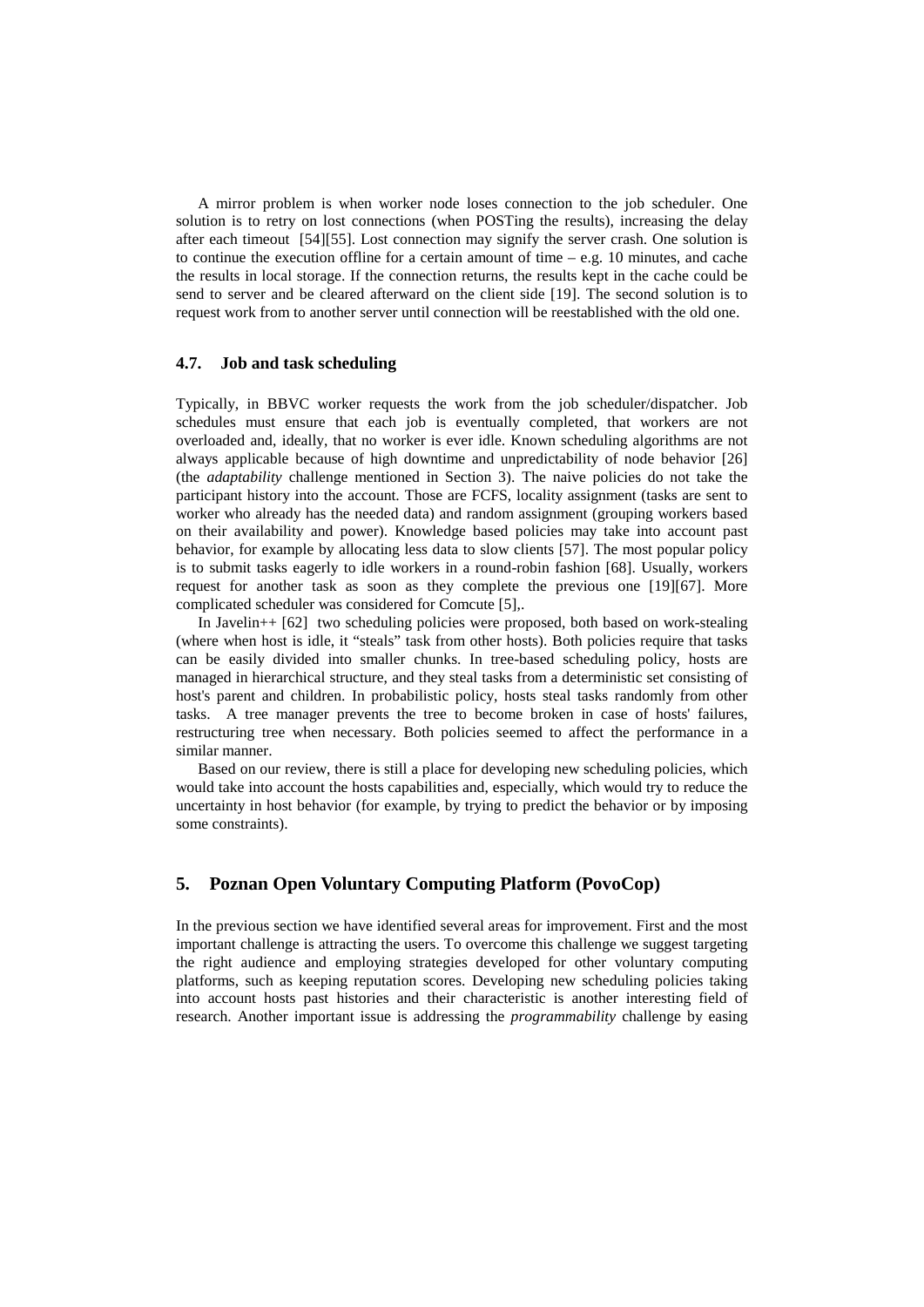A mirror problem is when worker node loses connection to the job scheduler. One solution is to retry on lost connections (when POSTing the results), increasing the delay after each timeout [54][55]. Lost connection may signify the server crash. One solution is to continue the execution offline for a certain amount of time – e.g. 10 minutes, and cache the results in local storage. If the connection returns, the results kept in the cache could be send to server and be cleared afterward on the client side [19]. The second solution is to request work from to another server until connection will be reestablished with the old one.

### 4.7. Job and task scheduling

Typically, in BBVC worker requests the work from the job scheduler/dispatcher. Job schedules must ensure that each job is eventually completed, that workers are not overloaded and, ideally, that no worker is ever idle. Known scheduling algorithms are not always applicable because of high downtime and unpredictability of node behavior [26] (the *adaptability* challenge mentioned in Section 3). The naive policies do not take the participant history into the account. Those are FCFS, locality assignment (tasks are sent to worker who already has the needed data) and random assignment (grouping workers based on their availability and power). Knowledge based policies may take into account past behavior, for example by allocating less data to slow clients [57]. The most popular policy is to submit tasks eagerly to idle workers in a round-robin fashion [68]. Usually, workers request for another task as soon as they complete the previous one [19][67]. More complicated scheduler was considered for Comcute [5],.

In Javelin++ [62] two scheduling policies were proposed, both based on work-stealing (where when host is idle, it "steals" task from other hosts). Both policies require that tasks can be easily divided into smaller chunks. In tree-based scheduling policy, hosts are managed in hierarchical structure, and they steal tasks from a deterministic set consisting of host's parent and children. In probabilistic policy, hosts steal tasks randomly from other tasks. A tree manager prevents the tree to become broken in case of hosts' failures, restructuring tree when necessary. Both policies seemed to affect the performance in a similar manner.

Based on our review, there is still a place for developing new scheduling policies, which would take into account the hosts capabilities and, especially, which would try to reduce the uncertainty in host behavior (for example, by trying to predict the behavior or by imposing some constraints).

## 5. Poznan Open Voluntary Computing Platform (PovoCop)

In the previous section we have identified several areas for improvement. First and the most important challenge is attracting the users. To overcome this challenge we suggest targeting the right audience and employing strategies developed for other voluntary computing platforms, such as keeping reputation scores. Developing new scheduling policies taking into account hosts past histories and their characteristic is another interesting field of research. Another important issue is addressing the *programmability* challenge by easing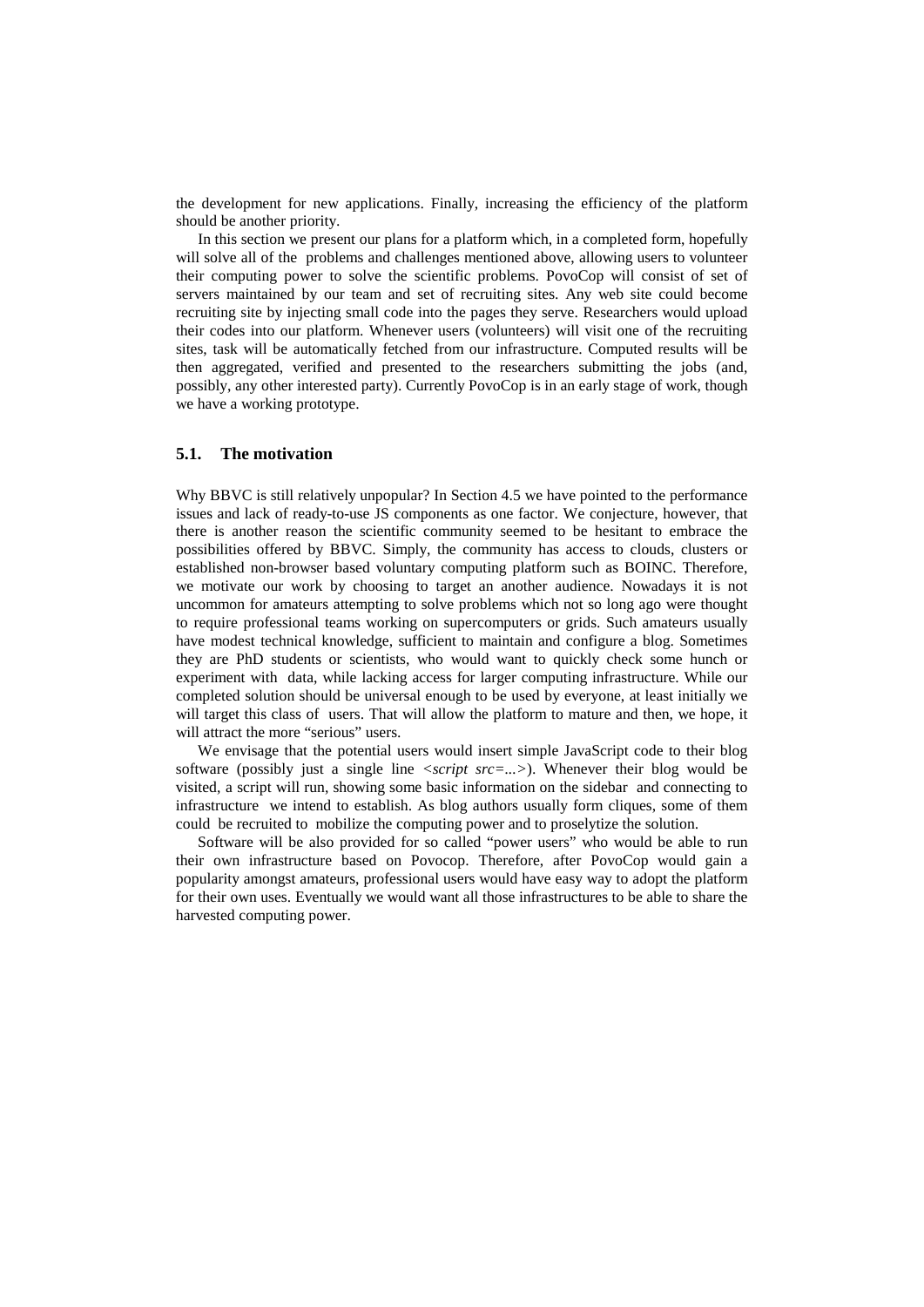the development for new applications. Finally, increasing the efficiency of the platform should be another priority.

In this section we present our plans for a platform which, in a completed form, hopefully will solve all of the problems and challenges mentioned above, allowing users to volunteer their computing power to solve the scientific problems. PovoCop will consist of set of servers maintained by our team and set of recruiting sites. Any web site could become recruiting site by injecting small code into the pages they serve. Researchers would upload their codes into our platform. Whenever users (volunteers) will visit one of the recruiting sites, task will be automatically fetched from our infrastructure. Computed results will be then aggregated, verified and presented to the researchers submitting the jobs (and, possibly, any other interested party). Currently PovoCop is in an early stage of work, though we have a working prototype.

### 5.1. The motivation

Why BBVC is still relatively unpopular? In Section 4.5 we have pointed to the performance issues and lack of ready-to-use JS components as one factor. We conjecture, however, that there is another reason the scientific community seemed to be hesitant to embrace the possibilities offered by BBVC. Simply, the community has access to clouds, clusters or established non-browser based voluntary computing platform such as BOINC. Therefore, we motivate our work by choosing to target an another audience. Nowadays it is not uncommon for amateurs attempting to solve problems which not so long ago were thought to require professional teams working on supercomputers or grids. Such amateurs usually have modest technical knowledge, sufficient to maintain and configure a blog. Sometimes they are PhD students or scientists, who would want to quickly check some hunch or experiment with data, while lacking access for larger computing infrastructure. While our completed solution should be universal enough to be used by everyone, at least initially we will target this class of users. That will allow the platform to mature and then, we hope, it will attract the more "serious" users.

We envisage that the potential users would insert simple JavaScript code to their blog software (possibly just a single line *<script src=...>*). Whenever their blog would be visited, a script will run, showing some basic information on the sidebar and connecting to infrastructure we intend to establish. As blog authors usually form cliques, some of them could be recruited to mobilize the computing power and to proselytize the solution.

Software will be also provided for so called "power users" who would be able to run their own infrastructure based on Povocop. Therefore, after PovoCop would gain a popularity amongst amateurs, professional users would have easy way to adopt the platform for their own uses. Eventually we would want all those infrastructures to be able to share the harvested computing power.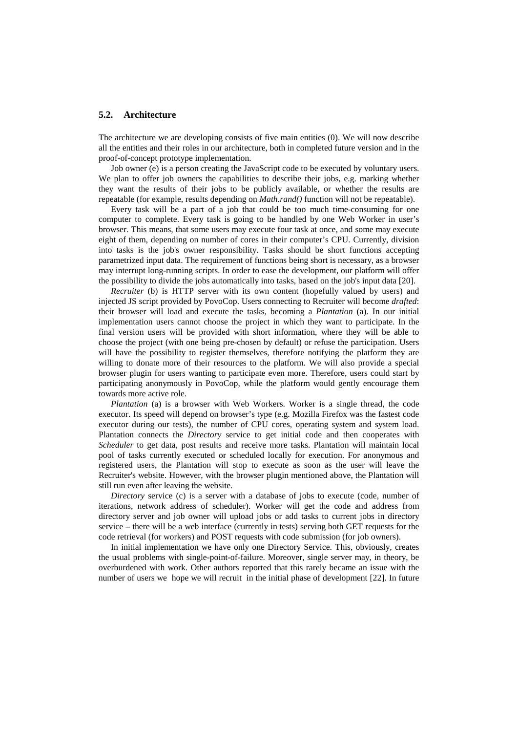### 5.2. Architecture

The architecture we are developing consists of five main entities (0). We will now describe all the entities and their roles in our architecture, both in completed future version and in the proof-of-concept prototype implementation.

Job owner (e) is a person creating the JavaScript code to be executed by voluntary users. We plan to offer job owners the capabilities to describe their jobs, e.g. marking whether they want the results of their jobs to be publicly available, or whether the results are repeatable (for example, results depending on *Math.rand()* function will not be repeatable).

Every task will be a part of a job that could be too much time-consuming for one computer to complete. Every task is going to be handled by one Web Worker in user's browser. This means, that some users may execute four task at once, and some may execute eight of them, depending on number of cores in their computer's CPU. Currently, division into tasks is the job's owner responsibility. Tasks should be short functions accepting parametrized input data. The requirement of functions being short is necessary, as a browser may interrupt long-running scripts. In order to ease the development, our platform will offer the possibility to divide the jobs automatically into tasks, based on the job's input data [20].

*Recruiter* (b) is HTTP server with its own content (hopefully valued by users) and injected JS script provided by PovoCop. Users connecting to Recruiter will become *drafted*: their browser will load and execute the tasks, becoming a *Plantation* (a). In our initial implementation users cannot choose the project in which they want to participate. In the final version users will be provided with short information, where they will be able to choose the project (with one being pre-chosen by default) or refuse the participation. Users will have the possibility to register themselves, therefore notifying the platform they are willing to donate more of their resources to the platform. We will also provide a special browser plugin for users wanting to participate even more. Therefore, users could start by participating anonymously in PovoCop, while the platform would gently encourage them towards more active role.

*Plantation* (a) is a browser with Web Workers. Worker is a single thread, the code executor. Its speed will depend on browser's type (e.g. Mozilla Firefox was the fastest code executor during our tests), the number of CPU cores, operating system and system load. Plantation connects the *Directory* service to get initial code and then cooperates with *Scheduler* to get data, post results and receive more tasks. Plantation will maintain local pool of tasks currently executed or scheduled locally for execution. For anonymous and registered users, the Plantation will stop to execute as soon as the user will leave the Recruiter's website. However, with the browser plugin mentioned above, the Plantation will still run even after leaving the website.

*Directory* service (c) is a server with a database of jobs to execute (code, number of iterations, network address of scheduler). Worker will get the code and address from directory server and job owner will upload jobs or add tasks to current jobs in directory service – there will be a web interface (currently in tests) serving both GET requests for the code retrieval (for workers) and POST requests with code submission (for job owners).

In initial implementation we have only one Directory Service. This, obviously, creates the usual problems with single-point-of-failure. Moreover, single server may, in theory, be overburdened with work. Other authors reported that this rarely became an issue with the number of users we hope we will recruit in the initial phase of development [22]. In future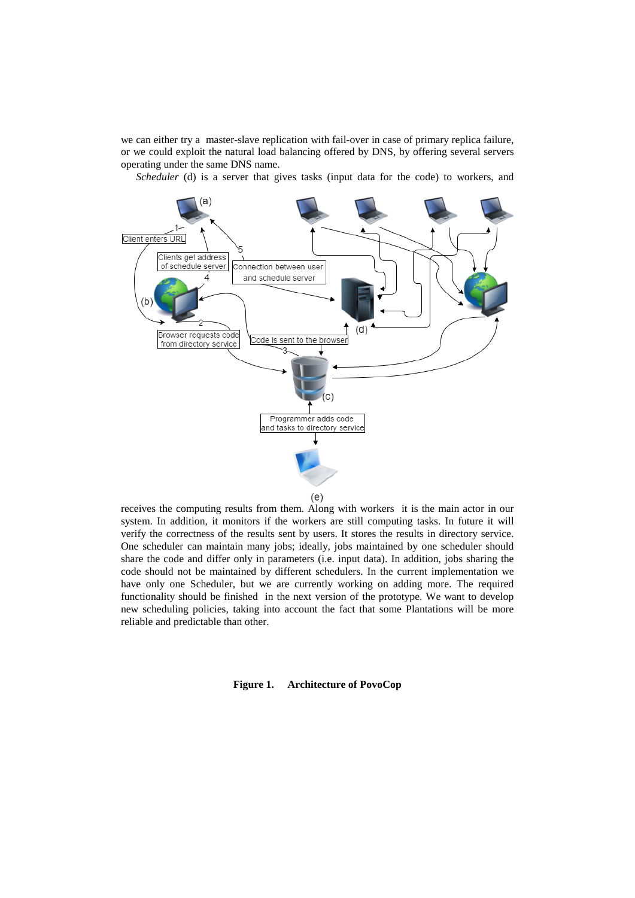we can either try a master-slave replication with fail-over in case of primary replica failure, or we could exploit the natural load balancing offered by DNS, by offering several servers operating under the same DNS name.

*Scheduler* (d) is a server that gives tasks (input data for the code) to workers, and receives the computing results from them. Along with workers it is the main actor in our system. In addition, it monitors if the workers are still computing tasks. In future it will verify the correctness of the results sent by users. It stores the results in directory service. One scheduler can maintain many jobs; ideally, jobs maintained by one scheduler should share the code and differ only in parameters (i.e. input data). In addition, jobs sharing the code should not be maintained by different schedulers. In the current implementation we have only one Scheduler, but we are currently working on adding more. The required functionality should be finished in the next version of the prototype. We want to develop new scheduling policies, taking into account the fact that some Plantations will be more reliable and predictable than other.

**Figure 1. Architecture of PovoCop**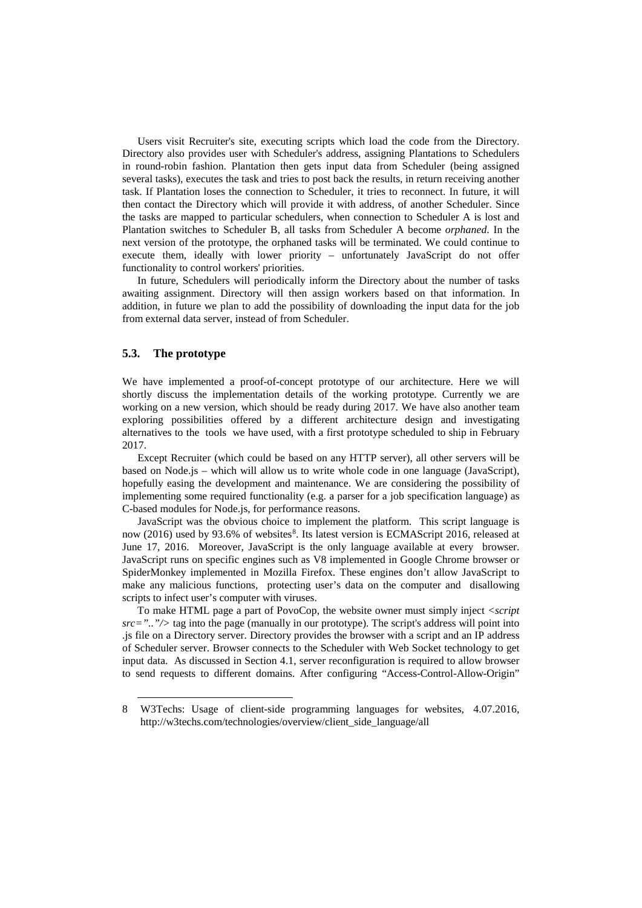Users visit Recruiter's site, executing scripts which load the code from the Directory. Directory also provides user with Scheduler's address, assigning Plantations to Schedulers in round-robin fashion. Plantation then gets input data from Scheduler (being assigned several tasks), executes the task and tries to post back the results, in return receiving another task. If Plantation loses the connection to Scheduler, it tries to reconnect. In future, it will then contact the Directory which will provide it with address, of another Scheduler. Since the tasks are mapped to particular schedulers, when connection to Scheduler A is lost and Plantation switches to Scheduler B, all tasks from Scheduler A become *orphaned*. In the next version of the prototype, the orphaned tasks will be terminated. We could continue to execute them, ideally with lower priority – unfortunately JavaScript do not offer functionality to control workers' priorities.

In future, Schedulers will periodically inform the Directory about the number of tasks awaiting assignment. Directory will then assign workers based on that information. In addition, in future we plan to add the possibility of downloading the input data for the job from external data server, instead of from Scheduler.

### 5.3. The prototype

We have implemented a proof-of-concept prototype of our architecture. Here we will shortly discuss the implementation details of the working prototype. Currently we are working on a new version, which should be ready during 2017. We have also another team exploring possibilities offered by a different architecture design and investigating alternatives to the tools we have used, with a first prototype scheduled to ship in February 2017.

Except Recruiter (which could be based on any HTTP server), all other servers will be based on Node.js – which will allow us to write whole code in one language (JavaScript), hopefully easing the development and maintenance. We are considering the possibility of implementing some required functionality (e.g. a parser for a job specification language) as C-based modules for Node.js, for performance reasons.

JavaScript was the obvious choice to implement the platform. This script language is now (2016) used by 93.6% of websites[8]. Its latest version is ECMAScript 2016, released at June 17, 2016. Moreover, JavaScript is the only language available at every browser. JavaScript runs on specific engines such as V8 implemented in Google Chrome browser or SpiderMonkey implemented in Mozilla Firefox. These engines don't allow JavaScript to make any malicious functions, protecting user's data on the computer and disallowing scripts to infect user's computer with viruses.

To make HTML page a part of PovoCop, the website owner must simply inject *<script src=".."/>* tag into the page (manually in our prototype). The script's address will point into .js file on a Directory server. Directory provides the browser with a script and an IP address of Scheduler server. Browser connects to the Scheduler with Web Socket technology to get input data. As discussed in Section 4.1, server reconfiguration is required to allow browser to send requests to different domains. After configuring "Access-Control-Allow-Origin"

---

8 W3Techs: Usage of client-side programming languages for websites, 4.07.2016, http://w3techs.com/technologies/overview/client_side_language/all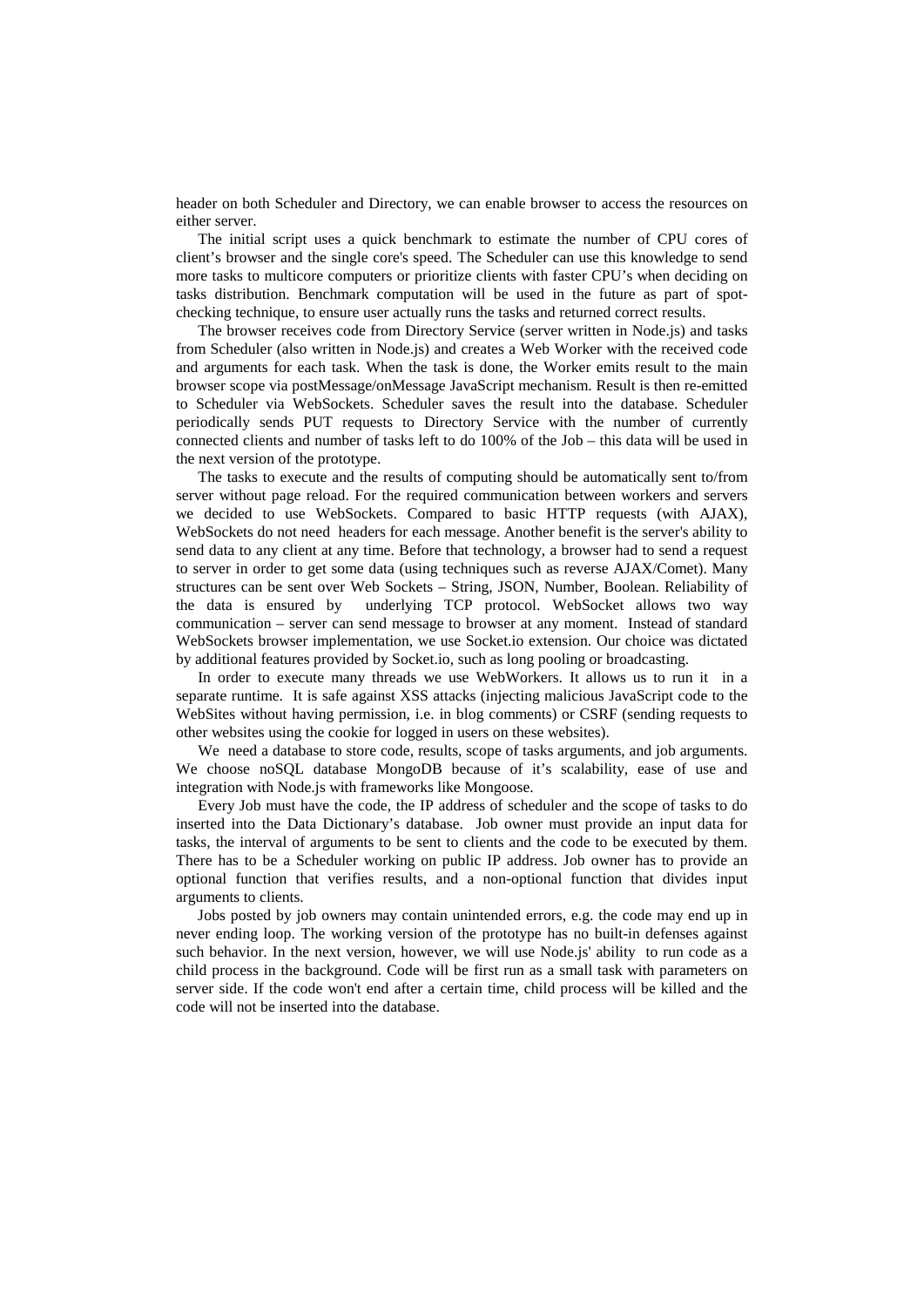header on both Scheduler and Directory, we can enable browser to access the resources on either server.

The initial script uses a quick benchmark to estimate the number of CPU cores of client's browser and the single core's speed. The Scheduler can use this knowledge to send more tasks to multicore computers or prioritize clients with faster CPU's when deciding on tasks distribution. Benchmark computation will be used in the future as part of spot-checking technique, to ensure user actually runs the tasks and returned correct results.

The browser receives code from Directory Service (server written in Node.js) and tasks from Scheduler (also written in Node.js) and creates a Web Worker with the received code and arguments for each task. When the task is done, the Worker emits result to the main browser scope via postMessage/onMessage JavaScript mechanism. Result is then re-emitted to Scheduler via WebSockets. Scheduler saves the result into the database. Scheduler periodically sends PUT requests to Directory Service with the number of currently connected clients and number of tasks left to do 100% of the Job – this data will be used in the next version of the prototype.

The tasks to execute and the results of computing should be automatically sent to/from server without page reload. For the required communication between workers and servers we decided to use WebSockets. Compared to basic HTTP requests (with AJAX), WebSockets do not need headers for each message. Another benefit is the server's ability to send data to any client at any time. Before that technology, a browser had to send a request to server in order to get some data (using techniques such as reverse AJAX/Comet). Many structures can be sent over Web Sockets – String, JSON, Number, Boolean. Reliability of the data is ensured by underlying TCP protocol. WebSocket allows two way communication – server can send message to browser at any moment. Instead of standard WebSockets browser implementation, we use Socket.io extension. Our choice was dictated by additional features provided by Socket.io, such as long pooling or broadcasting.

In order to execute many threads we use WebWorkers. It allows us to run it in a separate runtime. It is safe against XSS attacks (injecting malicious JavaScript code to the WebSites without having permission, i.e. in blog comments) or CSRF (sending requests to other websites using the cookie for logged in users on these websites).

We need a database to store code, results, scope of tasks arguments, and job arguments. We choose noSQL database MongoDB because of it's scalability, ease of use and integration with Node.js with frameworks like Mongoose.

Every Job must have the code, the IP address of scheduler and the scope of tasks to do inserted into the Data Dictionary's database. Job owner must provide an input data for tasks, the interval of arguments to be sent to clients and the code to be executed by them. There has to be a Scheduler working on public IP address. Job owner has to provide an optional function that verifies results, and a non-optional function that divides input arguments to clients.

Jobs posted by job owners may contain unintended errors, e.g. the code may end up in never ending loop. The working version of the prototype has no built-in defenses against such behavior. In the next version, however, we will use Node.js' ability to run code as a child process in the background. Code will be first run as a small task with parameters on server side. If the code won't end after a certain time, child process will be killed and the code will not be inserted into the database.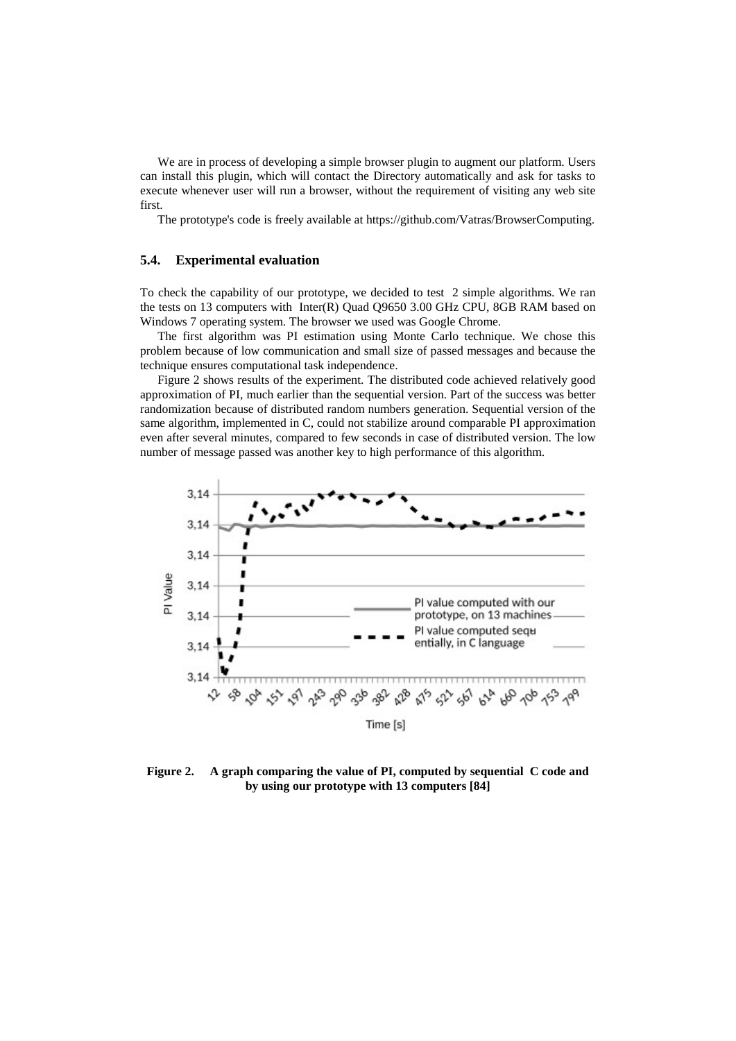We are in process of developing a simple browser plugin to augment our platform. Users can install this plugin, which will contact the Directory automatically and ask for tasks to execute whenever user will run a browser, without the requirement of visiting any web site first.

The prototype's code is freely available at https://github.com/Vatras/BrowserComputing.

### 5.4. Experimental evaluation

To check the capability of our prototype, we decided to test 2 simple algorithms. We ran the tests on 13 computers with Inter(R) Quad Q9650 3.00 GHz CPU, 8GB RAM based on Windows 7 operating system. The browser we used was Google Chrome.

The first algorithm was PI estimation using Monte Carlo technique. We chose this problem because of low communication and small size of passed messages and because the technique ensures computational task independence.

Figure 2 shows results of the experiment. The distributed code achieved relatively good approximation of PI, much earlier than the sequential version. Part of the success was better randomization because of distributed random numbers generation. Sequential version of the same algorithm, implemented in C, could not stabilize around comparable PI approximation even after several minutes, compared to few seconds in case of distributed version. The low number of message passed was another key to high performance of this algorithm.

**Figure 2. A graph comparing the value of PI, computed by sequential C code and by using our prototype with 13 computers [84]**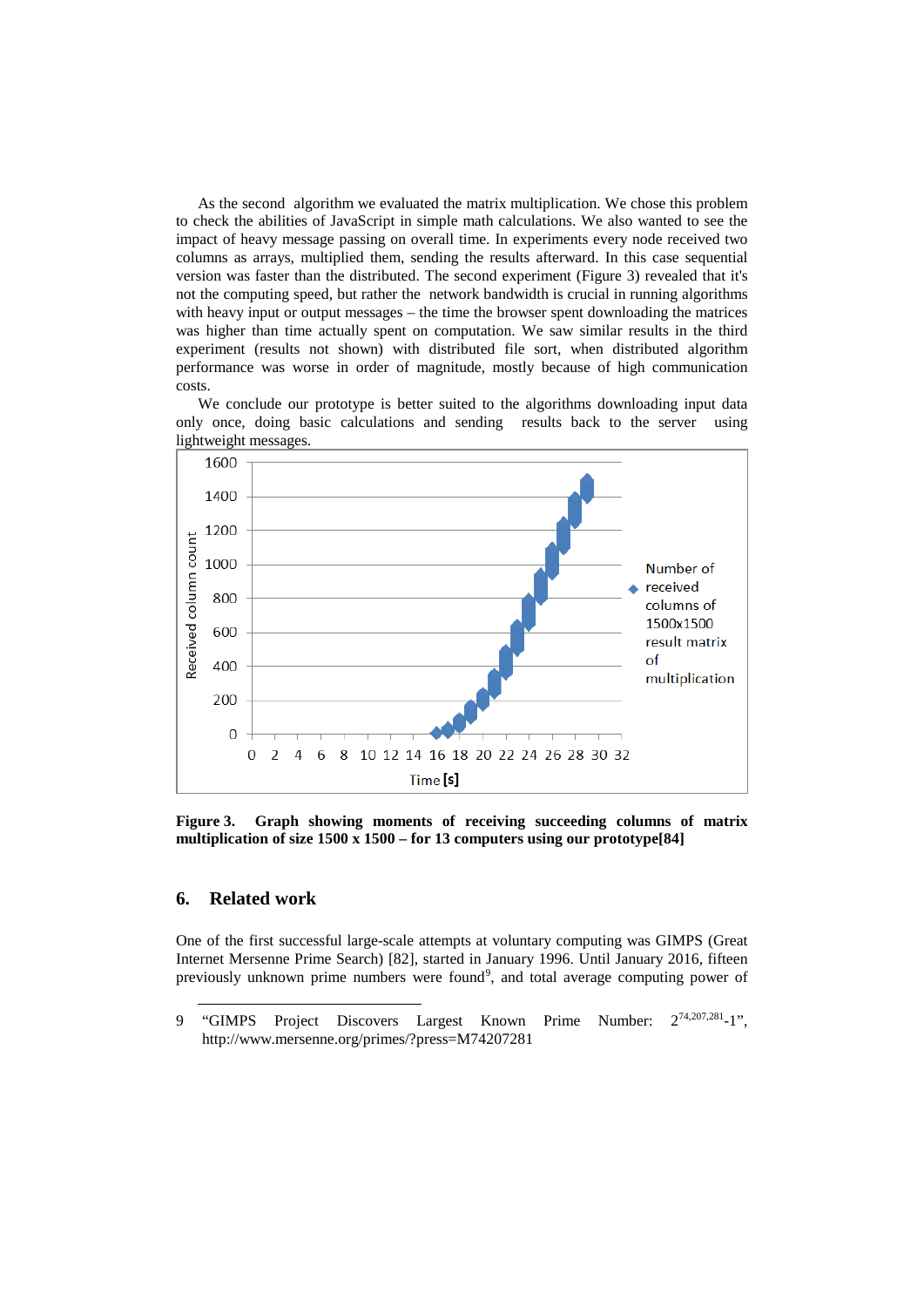As the second algorithm we evaluated the matrix multiplication. We chose this problem to check the abilities of JavaScript in simple math calculations. We also wanted to see the impact of heavy message passing on overall time. In experiments every node received two columns as arrays, multiplied them, sending the results afterward. In this case sequential version was faster than the distributed. The second experiment (Figure 3) revealed that it's not the computing speed, but rather the network bandwidth is crucial in running algorithms with heavy input or output messages – the time the browser spent downloading the matrices was higher than time actually spent on computation. We saw similar results in the third experiment (results not shown) with distributed file sort, when distributed algorithm performance was worse in order of magnitude, mostly because of high communication costs.

We conclude our prototype is better suited to the algorithms downloading input data only once, doing basic calculations and sending results back to the server using lightweight messages.

**Figure 3. Graph showing moments of receiving succeeding columns of matrix multiplication of size 1500 x 1500 – for 13 computers using our prototype[84]**

## 6. Related work

One of the first successful large-scale attempts at voluntary computing was GIMPS (Great Internet Mersenne Prime Search) [82], started in January 1996. Until January 2016, fifteen previously unknown prime numbers were found[9], and total average computing power of

9 "GIMPS Project Discovers Largest Known Prime Number: $2^{74,207,281}-1$", http://www.mersenne.org/primes/?press=M74207281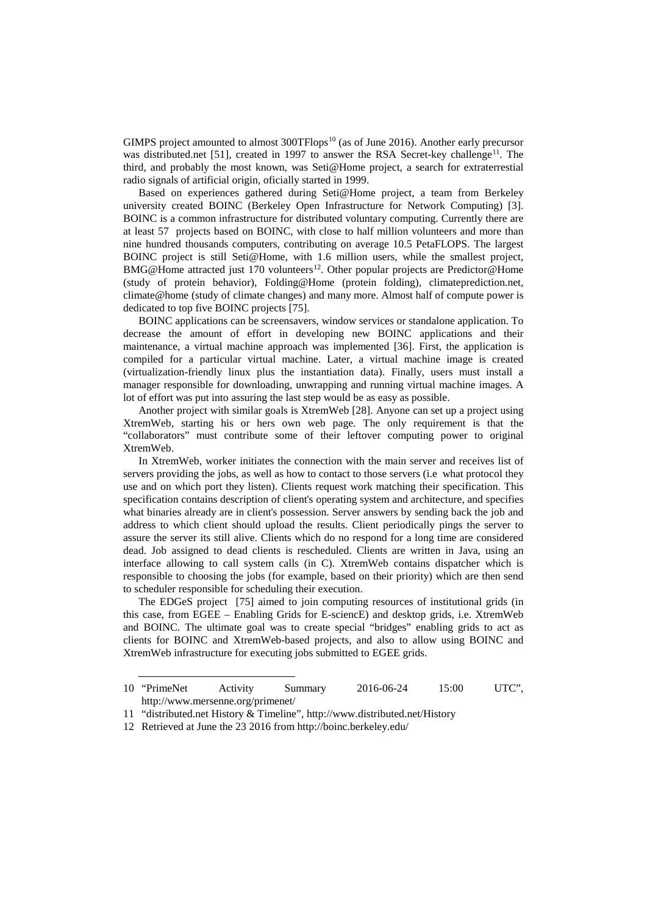GIMPS project amounted to almost 300TFlops[10] (as of June 2016). Another early precursor was distributed.net [51], created in 1997 to answer the RSA Secret-key challenge[11]. The third, and probably the most known, was Seti@Home project, a search for extraterrestial radio signals of artificial origin, oficially started in 1999.

Based on experiences gathered during Seti@Home project, a team from Berkeley university created BOINC (Berkeley Open Infrastructure for Network Computing) [3]. BOINC is a common infrastructure for distributed voluntary computing. Currently there are at least 57 projects based on BOINC, with close to half million volunteers and more than nine hundred thousands computers, contributing on average 10.5 PetaFLOPS. The largest BOINC project is still Seti@Home, with 1.6 million users, while the smallest project, BMG@Home attracted just 170 volunteers[12]. Other popular projects are Predictor@Home (study of protein behavior), Folding@Home (protein folding), climateprediction.net, climate@home (study of climate changes) and many more. Almost half of compute power is dedicated to top five BOINC projects [75].

BOINC applications can be screensavers, window services or standalone application. To decrease the amount of effort in developing new BOINC applications and their maintenance, a virtual machine approach was implemented [36]. First, the application is compiled for a particular virtual machine. Later, a virtual machine image is created (virtualization-friendly linux plus the instantiation data). Finally, users must install a manager responsible for downloading, unwrapping and running virtual machine images. A lot of effort was put into assuring the last step would be as easy as possible.

Another project with similar goals is XtremWeb [28]. Anyone can set up a project using XtremWeb, starting his or hers own web page. The only requirement is that the "collaborators" must contribute some of their leftover computing power to original XtremWeb.

In XtremWeb, worker initiates the connection with the main server and receives list of servers providing the jobs, as well as how to contact to those servers (i.e what protocol they use and on which port they listen). Clients request work matching their specification. This specification contains description of client's operating system and architecture, and specifies what binaries already are in client's possession. Server answers by sending back the job and address to which client should upload the results. Client periodically pings the server to assure the server its still alive. Clients which do no respond for a long time are considered dead. Job assigned to dead clients is rescheduled. Clients are written in Java, using an interface allowing to call system calls (in C). XtremWeb contains dispatcher which is responsible to choosing the jobs (for example, based on their priority) which are then send to scheduler responsible for scheduling their execution.

The EDGeS project [75] aimed to join computing resources of institutional grids (in this case, from EGEE – Enabling Grids for E-sciencE) and desktop grids, i.e. XtremWeb and BOINC. The ultimate goal was to create special "bridges" enabling grids to act as clients for BOINC and XtremWeb-based projects, and also to allow using BOINC and XtremWeb infrastructure for executing jobs submitted to EGEE grids.

---

10 "PrimeNet Activity Summary 2016-06-24 15:00 UTC", http://www.mersenne.org/primenet/

11 "distributed.net History & Timeline", http://www.distributed.net/History

12 Retrieved at June the 23 2016 from http://boinc.berkeley.edu/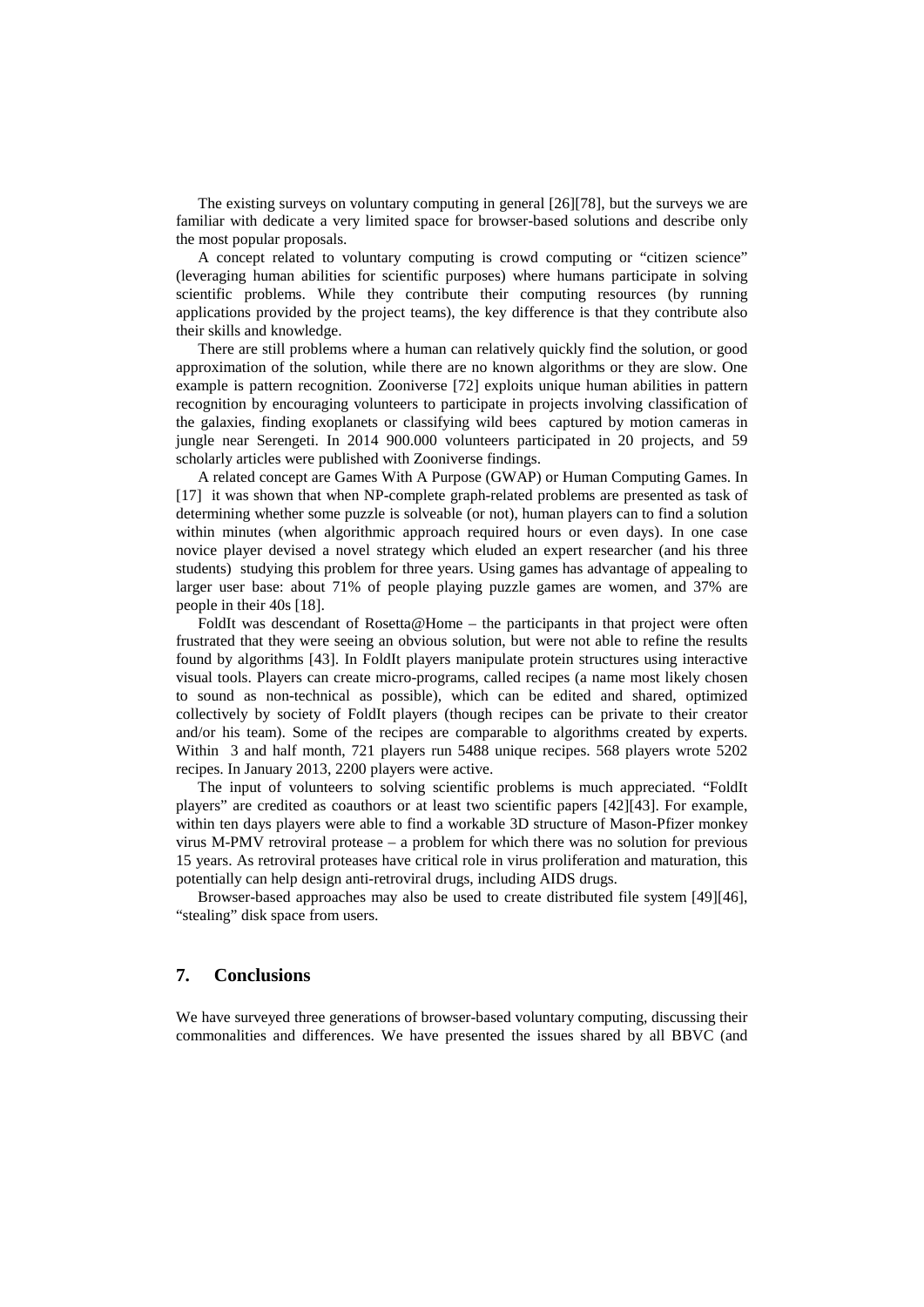The existing surveys on voluntary computing in general [26][78], but the surveys we are familiar with dedicate a very limited space for browser-based solutions and describe only the most popular proposals.

A concept related to voluntary computing is crowd computing or "citizen science" (leveraging human abilities for scientific purposes) where humans participate in solving scientific problems. While they contribute their computing resources (by running applications provided by the project teams), the key difference is that they contribute also their skills and knowledge.

There are still problems where a human can relatively quickly find the solution, or good approximation of the solution, while there are no known algorithms or they are slow. One example is pattern recognition. Zooniverse [72] exploits unique human abilities in pattern recognition by encouraging volunteers to participate in projects involving classification of the galaxies, finding exoplanets or classifying wild bees captured by motion cameras in jungle near Serengeti. In 2014 900.000 volunteers participated in 20 projects, and 59 scholarly articles were published with Zooniverse findings.

A related concept are Games With A Purpose (GWAP) or Human Computing Games. In [17] it was shown that when NP-complete graph-related problems are presented as task of determining whether some puzzle is solveable (or not), human players can to find a solution within minutes (when algorithmic approach required hours or even days). In one case novice player devised a novel strategy which eluded an expert researcher (and his three students) studying this problem for three years. Using games has advantage of appealing to larger user base: about 71% of people playing puzzle games are women, and 37% are people in their 40s [18].

FoldIt was descendant of Rosetta@Home – the participants in that project were often frustrated that they were seeing an obvious solution, but were not able to refine the results found by algorithms [43]. In FoldIt players manipulate protein structures using interactive visual tools. Players can create micro-programs, called recipes (a name most likely chosen to sound as non-technical as possible), which can be edited and shared, optimized collectively by society of FoldIt players (though recipes can be private to their creator and/or his team). Some of the recipes are comparable to algorithms created by experts. Within 3 and half month, 721 players run 5488 unique recipes. 568 players wrote 5202 recipes. In January 2013, 2200 players were active.

The input of volunteers to solving scientific problems is much appreciated. "FoldIt players" are credited as coauthors or at least two scientific papers [42][43]. For example, within ten days players were able to find a workable 3D structure of Mason-Pfizer monkey virus M-PMV retroviral protease – a problem for which there was no solution for previous 15 years. As retroviral proteases have critical role in virus proliferation and maturation, this potentially can help design anti-retroviral drugs, including AIDS drugs.

Browser-based approaches may also be used to create distributed file system [49][46], "stealing" disk space from users.

## 7. Conclusions

We have surveyed three generations of browser-based voluntary computing, discussing their commonalities and differences. We have presented the issues shared by all BBVC (and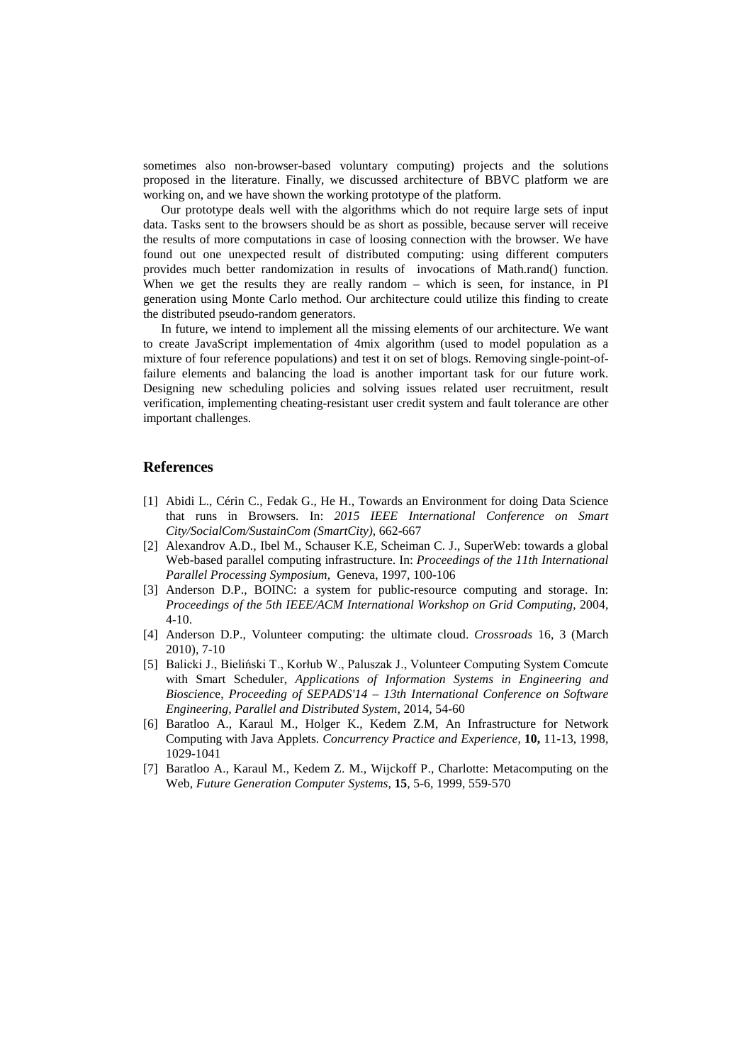sometimes also non-browser-based voluntary computing) projects and the solutions proposed in the literature. Finally, we discussed architecture of BBVC platform we are working on, and we have shown the working prototype of the platform.

Our prototype deals well with the algorithms which do not require large sets of input data. Tasks sent to the browsers should be as short as possible, because server will receive the results of more computations in case of loosing connection with the browser. We have found out one unexpected result of distributed computing: using different computers provides much better randomization in results of invocations of Math.rand() function. When we get the results they are really random – which is seen, for instance, in PI generation using Monte Carlo method. Our architecture could utilize this finding to create the distributed pseudo-random generators.

In future, we intend to implement all the missing elements of our architecture. We want to create JavaScript implementation of 4mix algorithm (used to model population as a mixture of four reference populations) and test it on set of blogs. Removing single-point-of-failure elements and balancing the load is another important task for our future work. Designing new scheduling policies and solving issues related user recruitment, result verification, implementing cheating-resistant user credit system and fault tolerance are other important challenges.

## References

[1] Abidi L., Cérin C., Fedak G., He H., Towards an Environment for doing Data Science that runs in Browsers. In: *2015 IEEE International Conference on Smart City/SocialCom/SustainCom (SmartCity)*, 662-667

[2] Alexandrov A.D., Ibel M., Schauser K.E, Scheiman C. J., SuperWeb: towards a global Web-based parallel computing infrastructure. In: *Proceedings of the 11th International Parallel Processing Symposium*, Geneva, 1997, 100-106

[3] Anderson D.P., BOINC: a system for public-resource computing and storage. In: *Proceedings of the 5th IEEE/ACM International Workshop on Grid Computing*, 2004, 4-10.

[4] Anderson D.P., Volunteer computing: the ultimate cloud. *Crossroads* 16, 3 (March 2010), 7-10

[5] Balicki J., Bieliński T., Korłub W., Paluszak J., Volunteer Computing System Comcute with Smart Scheduler, *Applications of Information Systems in Engineering and Bioscience*, *Proceeding of SEPADS'14 – 13th International Conference on Software Engineering, Parallel and Distributed System*, 2014, 54-60

[6] Baratloo A., Karaul M., Holger K., Kedem Z.M, An Infrastructure for Network Computing with Java Applets. *Concurrency Practice and Experience*, **10,** 11-13, 1998, 1029-1041

[7] Baratloo A., Karaul M., Kedem Z. M., Wijckoff P., Charlotte: Metacomputing on the Web, *Future Generation Computer Systems*, **15**, 5-6, 1999, 559-570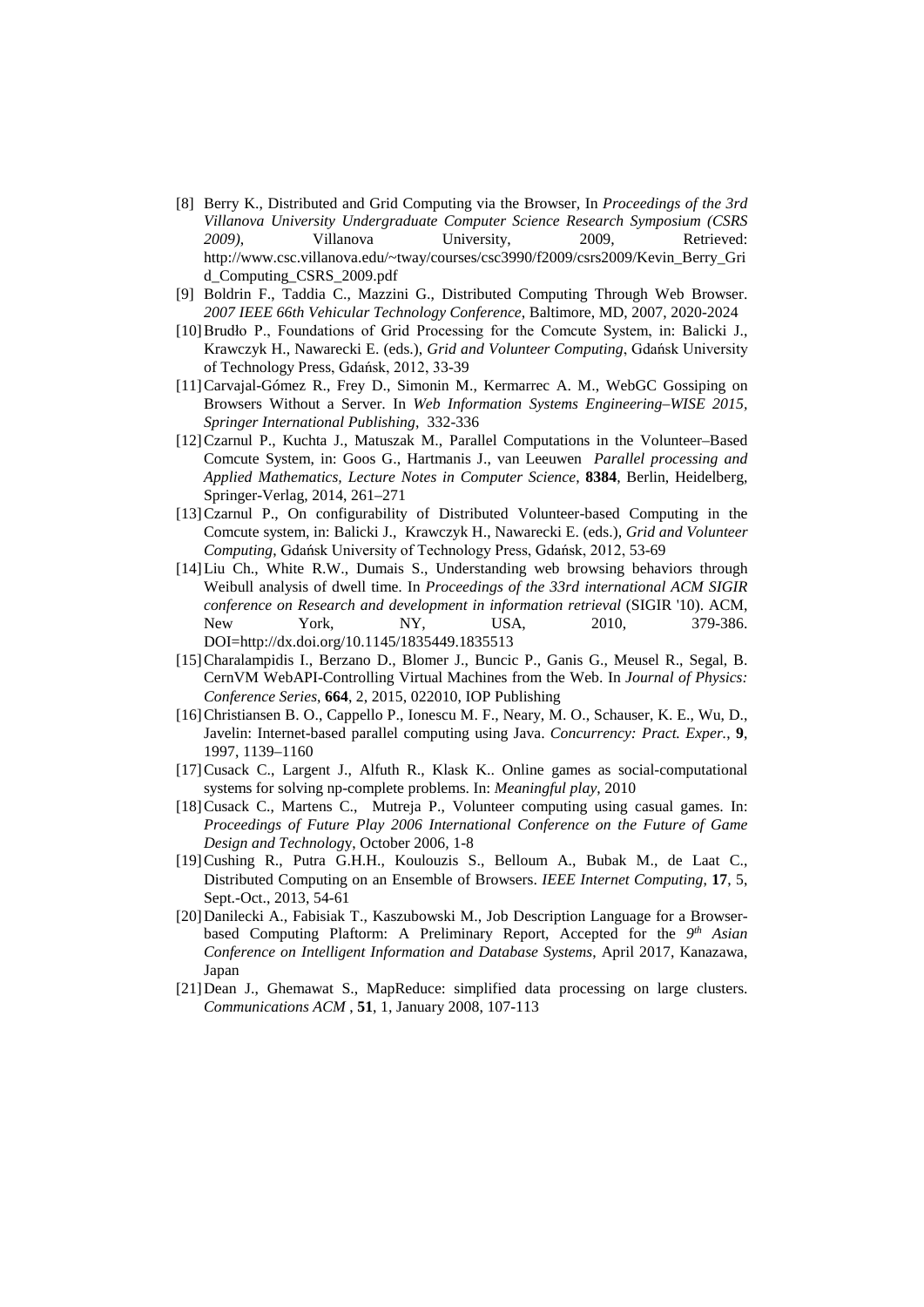[8] Berry K., Distributed and Grid Computing via the Browser, In *Proceedings of the 3rd Villanova University Undergraduate Computer Science Research Symposium (CSRS 2009)*, Villanova University, 2009, Retrieved: http://www.csc.villanova.edu/~tway/courses/csc3990/f2009/csrs2009/Kevin_Berry_Grid_Computing_CSRS_2009.pdf

[9] Boldrin F., Taddia C., Mazzini G., Distributed Computing Through Web Browser. *2007 IEEE 66th Vehicular Technology Conference*, Baltimore, MD, 2007, 2020-2024

[10] Brudło P., Foundations of Grid Processing for the Comcute System, in: Balicki J., Krawczyk H., Nawarecki E. (eds.), *Grid and Volunteer Computing*, Gdańsk University of Technology Press, Gdańsk, 2012, 33-39

[11] Carvajal-Gómez R., Frey D., Simonin M., Kermarrec A. M., WebGC Gossiping on Browsers Without a Server. In *Web Information Systems Engineering–WISE 2015, Springer International Publishing*, 332-336

[12] Czarnul P., Kuchta J., Matuszak M., Parallel Computations in the Volunteer–Based Comcute System, in: Goos G., Hartmanis J., van Leeuwen *Parallel processing and Applied Mathematics, Lecture Notes in Computer Science*, **8384**, Berlin, Heidelberg, Springer-Verlag, 2014, 261–271

[13] Czarnul P., On configurability of Distributed Volunteer-based Computing in the Comcute system, in: Balicki J., Krawczyk H., Nawarecki E. (eds.), *Grid and Volunteer Computing*, Gdańsk University of Technology Press, Gdańsk, 2012, 53-69

[14] Liu Ch., White R.W., Dumais S., Understanding web browsing behaviors through Weibull analysis of dwell time. In *Proceedings of the 33rd international ACM SIGIR conference on Research and development in information retrieval* (SIGIR '10). ACM, New York, NY, USA, 2010, 379-386. DOI=http://dx.doi.org/10.1145/1835449.1835513

[15] Charalampidis I., Berzano D., Blomer J., Buncic P., Ganis G., Meusel R., Segal, B. CernVM WebAPI-Controlling Virtual Machines from the Web. In *Journal of Physics: Conference Series*, **664**, 2, 2015, 022010, IOP Publishing

[16] Christiansen B. O., Cappello P., Ionescu M. F., Neary, M. O., Schauser, K. E., Wu, D., Javelin: Internet-based parallel computing using Java. *Concurrency: Pract. Exper.*, **9**, 1997, 1139–1160

[17] Cusack C., Largent J., Alfuth R., Klask K.. Online games as social-computational systems for solving np-complete problems. In: *Meaningful play*, 2010

[18] Cusack C., Martens C., Mutreja P., Volunteer computing using casual games. In: *Proceedings of Future Play 2006 International Conference on the Future of Game Design and Technolog*y, October 2006, 1-8

[19] Cushing R., Putra G.H.H., Koulouzis S., Belloum A., Bubak M., de Laat C., Distributed Computing on an Ensemble of Browsers. *IEEE Internet Computing*, **17**, 5, Sept.-Oct., 2013, 54-61

[20] Danilecki A., Fabisiak T., Kaszubowski M., Job Description Language for a Browser-based Computing Plaftorm: A Preliminary Report, Accepted for the *9th Asian Conference on Intelligent Information and Database Systems*, April 2017, Kanazawa, Japan

[21] Dean J., Ghemawat S., MapReduce: simplified data processing on large clusters. *Communications ACM* , **51**, 1, January 2008, 107-113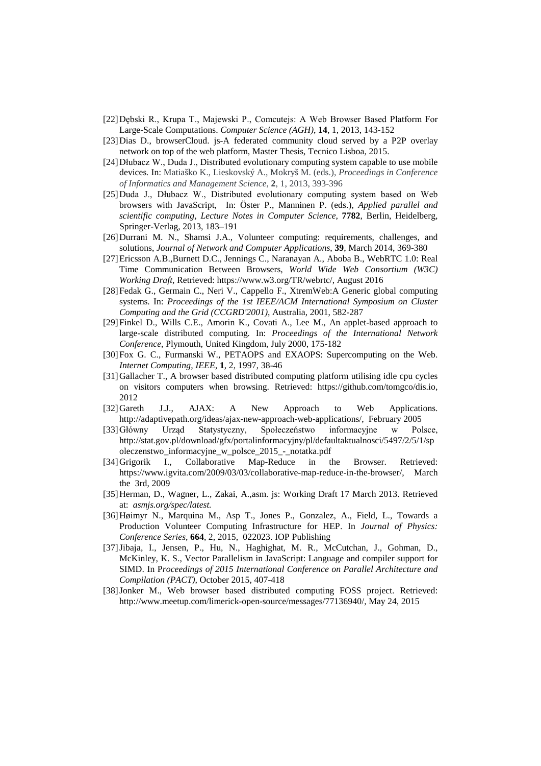[22] Dębski R., Krupa T., Majewski P., Comcutejs: A Web Browser Based Platform For Large-Scale Computations. *Computer Science (AGH)*, **14**, 1, 2013, 143-152

[23] Dias D., browserCloud. js-A federated community cloud served by a P2P overlay network on top of the web platform, Master Thesis, Tecnico Lisboa, 2015.

[24] Dłubacz W., Duda J., Distributed evolutionary computing system capable to use mobile devices. In: Matiaško K., Lieskovský A., Mokryš M. (eds.), *Proceedings in Conference of Informatics and Management Science*, **2**, 1, 2013, 393-396

[25] Duda J., Dłubacz W., Distributed evolutionary computing system based on Web browsers with JavaScript, In: Öster P., Manninen P. (eds.), *Applied parallel and scientific computing, Lecture Notes in Computer Science*, **7782**, Berlin, Heidelberg, Springer-Verlag, 2013, 183–191

[26] Durrani M. N., Shamsi J.A., Volunteer computing: requirements, challenges, and solutions, *Journal of Network and Computer Applications*, **39**, March 2014, 369-380

[27] Ericsson A.B.,Burnett D.C., Jennings C., Naranayan A., Aboba B., WebRTC 1.0: Real Time Communication Between Browsers, *World Wide Web Consortium (W3C) Working Draft*, Retrieved: https://www.w3.org/TR/webrtc/, August 2016

[28] Fedak G., Germain C., Neri V., Cappello F., XtremWeb:A Generic global computing systems. In: *Proceedings of the 1st IEEE/ACM International Symposium on Cluster Computing and the Grid (CCGRD'2001)*, Australia, 2001, 582-287

[29] Finkel D., Wills C.E., Amorin K., Covati A., Lee M., An applet-based approach to large-scale distributed computing. In: *Proceedings of the International Network Conference*, Plymouth, United Kingdom, July 2000, 175-182

[30] Fox G. C., Furmanski W., PETAOPS and EXAOPS: Supercomputing on the Web. *Internet Computing, IEEE*, **1**, 2, 1997, 38-46

[31] Gallacher T., A browser based distributed computing platform utilising idle cpu cycles on visitors computers when browsing. Retrieved: https://github.com/tomgco/dis.io, 2012

[32] Gareth J.J., AJAX: A New Approach to Web Applications. http://adaptivepath.org/ideas/ajax-new-approach-web-applications/, February 2005

[33] Główny Urząd Statystyczny, Społeczeństwo informacyjne w Polsce, http://stat.gov.pl/download/gfx/portalinformacyjny/pl/defaultaktualnosci/5497/2/5/1/spoleczenstwo_informacyjne_w_polsce_2015_-_notatka.pdf

[34] Grigorik I., Collaborative Map-Reduce in the Browser. Retrieved: https://www.igvita.com/2009/03/03/collaborative-map-reduce-in-the-browser/, March the 3rd, 2009

[35] Herman, D., Wagner, L., Zakai, A.,asm. js: Working Draft 17 March 2013. Retrieved at: *asmjs.org/spec/latest.*

[36] Høimyr N., Marquina M., Asp T., Jones P., Gonzalez, A., Field, L., Towards a Production Volunteer Computing Infrastructure for HEP. In *Journal of Physics: Conference Series*, **664**, 2, 2015, 022023. IOP Publishing

[37] Jibaja, I., Jensen, P., Hu, N., Haghighat, M. R., McCutchan, J., Gohman, D., McKinley, K. S., Vector Parallelism in JavaScript: Language and compiler support for SIMD. In P*roceedings of 2015 International Conference on Parallel Architecture and Compilation (PACT)*, October 2015, 407-418

[38] Jonker M., Web browser based distributed computing FOSS project. Retrieved: http://www.meetup.com/limerick-open-source/messages/77136940/, May 24, 2015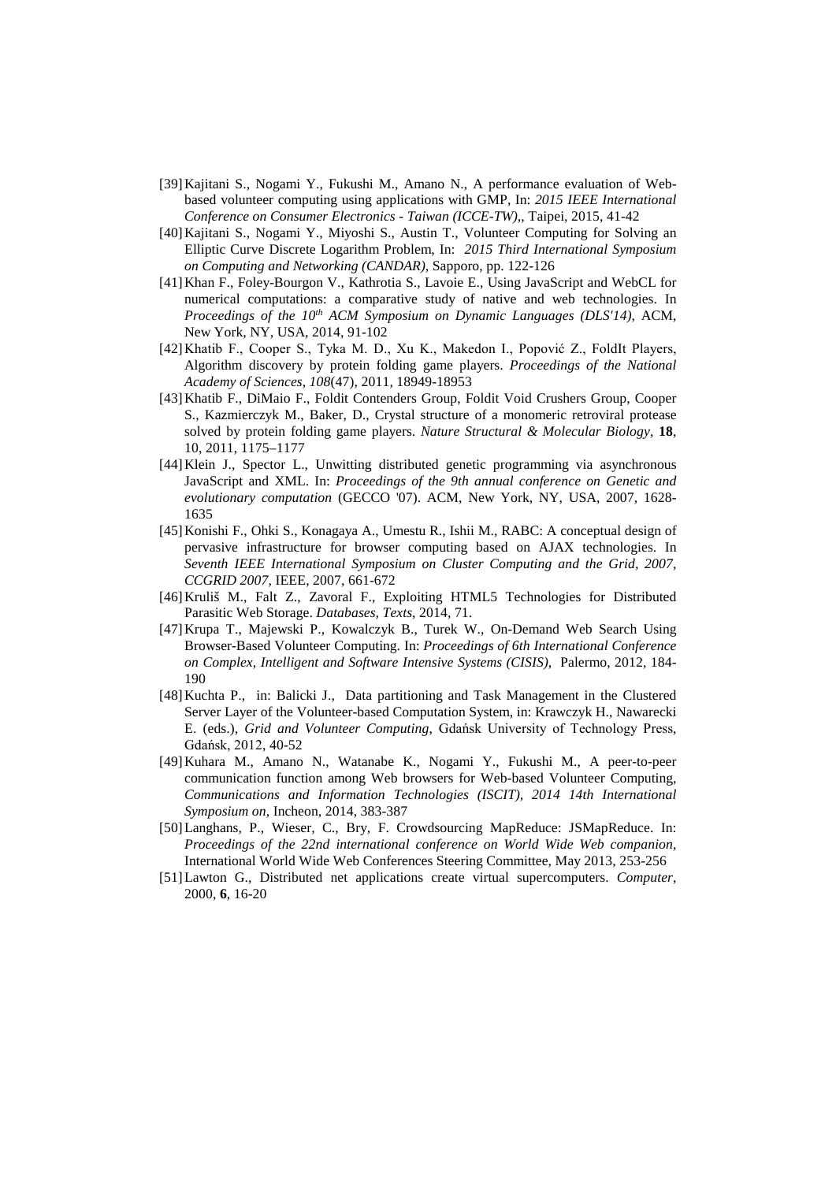[39] Kajitani S., Nogami Y., Fukushi M., Amano N., A performance evaluation of Web-based volunteer computing using applications with GMP, In: *2015 IEEE International Conference on Consumer Electronics - Taiwan (ICCE-TW)*,, Taipei, 2015, 41-42

[40] Kajitani S., Nogami Y., Miyoshi S., Austin T., Volunteer Computing for Solving an Elliptic Curve Discrete Logarithm Problem, In: *2015 Third International Symposium on Computing and Networking (CANDAR)*, Sapporo, pp. 122-126

[41] Khan F., Foley-Bourgon V., Kathrotia S., Lavoie E., Using JavaScript and WebCL for numerical computations: a comparative study of native and web technologies. In *Proceedings of the 10th ACM Symposium on Dynamic Languages (DLS'14)*, ACM, New York, NY, USA, 2014, 91-102

[42] Khatib F., Cooper S., Tyka M. D., Xu K., Makedon I., Popović Z., FoldIt Players, Algorithm discovery by protein folding game players. *Proceedings of the National Academy of Sciences*, *108*(47), 2011, 18949-18953

[43] Khatib F., DiMaio F., Foldit Contenders Group, Foldit Void Crushers Group, Cooper S., Kazmierczyk M., Baker, D., Crystal structure of a monomeric retroviral protease solved by protein folding game players. *Nature Structural & Molecular Biology*, **18**, 10, 2011, 1175–1177

[44] Klein J., Spector L., Unwitting distributed genetic programming via asynchronous JavaScript and XML. In: *Proceedings of the 9th annual conference on Genetic and evolutionary computation* (GECCO '07). ACM, New York, NY, USA, 2007, 1628-1635

[45] Konishi F., Ohki S., Konagaya A., Umestu R., Ishii M., RABC: A conceptual design of pervasive infrastructure for browser computing based on AJAX technologies. In *Seventh IEEE International Symposium on Cluster Computing and the Grid, 2007, CCGRID 2007*, IEEE, 2007, 661-672

[46] Kruliš M., Falt Z., Zavoral F., Exploiting HTML5 Technologies for Distributed Parasitic Web Storage. *Databases, Texts*, 2014, 71.

[47] Krupa T., Majewski P., Kowalczyk B., Turek W., On-Demand Web Search Using Browser-Based Volunteer Computing. In: *Proceedings of 6th International Conference on Complex, Intelligent and Software Intensive Systems (CISIS)*, Palermo, 2012, 184-190

[48] Kuchta P., in: Balicki J., Data partitioning and Task Management in the Clustered Server Layer of the Volunteer-based Computation System, in: Krawczyk H., Nawarecki E. (eds.), *Grid and Volunteer Computing*, Gdańsk University of Technology Press, Gdańsk, 2012, 40-52

[49] Kuhara M., Amano N., Watanabe K., Nogami Y., Fukushi M., A peer-to-peer communication function among Web browsers for Web-based Volunteer Computing, *Communications and Information Technologies (ISCIT), 2014 14th International Symposium on*, Incheon, 2014, 383-387

[50] Langhans, P., Wieser, C., Bry, F. Crowdsourcing MapReduce: JSMapReduce. In: *Proceedings of the 22nd international conference on World Wide Web companion*, International World Wide Web Conferences Steering Committee, May 2013, 253-256

[51] Lawton G., Distributed net applications create virtual supercomputers. *Computer*, 2000, **6**, 16-20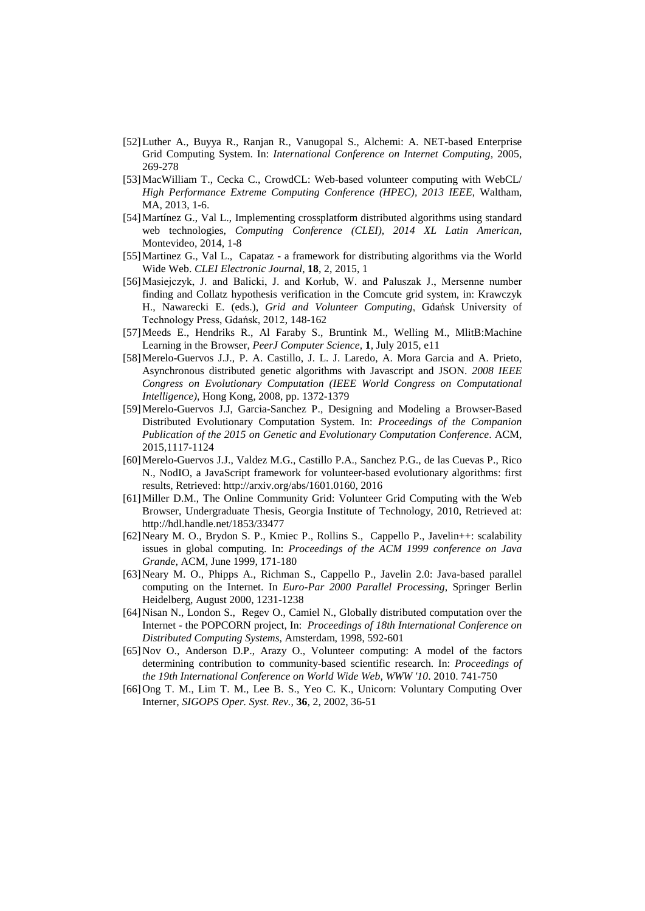[52] Luther A., Buyya R., Ranjan R., Vanugopal S., Alchemi: A. NET-based Enterprise Grid Computing System. In: *International Conference on Internet Computing*, 2005, 269-278

[53] MacWilliam T., Cecka C., CrowdCL: Web-based volunteer computing with WebCL/ *High Performance Extreme Computing Conference (HPEC), 2013 IEEE*, Waltham, MA, 2013, 1-6.

[54] Martínez G., Val L., Implementing crossplatform distributed algorithms using standard web technologies, *Computing Conference (CLEI), 2014 XL Latin American*, Montevideo, 2014, 1-8

[55] Martinez G., Val L., Capataz - a framework for distributing algorithms via the World Wide Web. *CLEI Electronic Journal*, **18**, 2, 2015, 1

[56] Masiejczyk, J. and Balicki, J. and Korłub, W. and Paluszak J., Mersenne number finding and Collatz hypothesis verification in the Comcute grid system, in: Krawczyk H., Nawarecki E. (eds.), *Grid and Volunteer Computing*, Gdańsk University of Technology Press, Gdańsk, 2012, 148-162

[57] Meeds E., Hendriks R., Al Faraby S., Bruntink M., Welling M., MlitB:Machine Learning in the Browser, *PeerJ Computer Science*, **1**, July 2015, e11

[58] Merelo-Guervos J.J., P. A. Castillo, J. L. J. Laredo, A. Mora Garcia and A. Prieto, Asynchronous distributed genetic algorithms with Javascript and JSON. *2008 IEEE Congress on Evolutionary Computation (IEEE World Congress on Computational Intelligence)*, Hong Kong, 2008, pp. 1372-1379

[59] Merelo-Guervos J.J, Garcia-Sanchez P., Designing and Modeling a Browser-Based Distributed Evolutionary Computation System. In: *Proceedings of the Companion Publication of the 2015 on Genetic and Evolutionary Computation Conference*. ACM, 2015,1117-1124

[60] Merelo-Guervos J.J., Valdez M.G., Castillo P.A., Sanchez P.G., de las Cuevas P., Rico N., NodIO, a JavaScript framework for volunteer-based evolutionary algorithms: first results, Retrieved: http://arxiv.org/abs/1601.0160, 2016

[61] Miller D.M., The Online Community Grid: Volunteer Grid Computing with the Web Browser, Undergraduate Thesis, Georgia Institute of Technology, 2010, Retrieved at: http://hdl.handle.net/1853/33477

[62] Neary M. O., Brydon S. P., Kmiec P., Rollins S., Cappello P., Javelin++: scalability issues in global computing. In: *Proceedings of the ACM 1999 conference on Java Grande*, ACM, June 1999, 171-180

[63] Neary M. O., Phipps A., Richman S., Cappello P., Javelin 2.0: Java-based parallel computing on the Internet. In *Euro-Par 2000 Parallel Processing*, Springer Berlin Heidelberg, August 2000, 1231-1238

[64] Nisan N., London S., Regev O., Camiel N., Globally distributed computation over the Internet - the POPCORN project, In: *Proceedings of 18th International Conference on Distributed Computing Systems*, Amsterdam, 1998, 592-601

[65] Nov O., Anderson D.P., Arazy O., Volunteer computing: A model of the factors determining contribution to community-based scientific research. In: *Proceedings of the 19th International Conference on World Wide Web, WWW '10*. 2010. 741-750

[66] Ong T. M., Lim T. M., Lee B. S., Yeo C. K., Unicorn: Voluntary Computing Over Interner, *SIGOPS Oper. Syst. Rev.*, **36**, 2, 2002, 36-51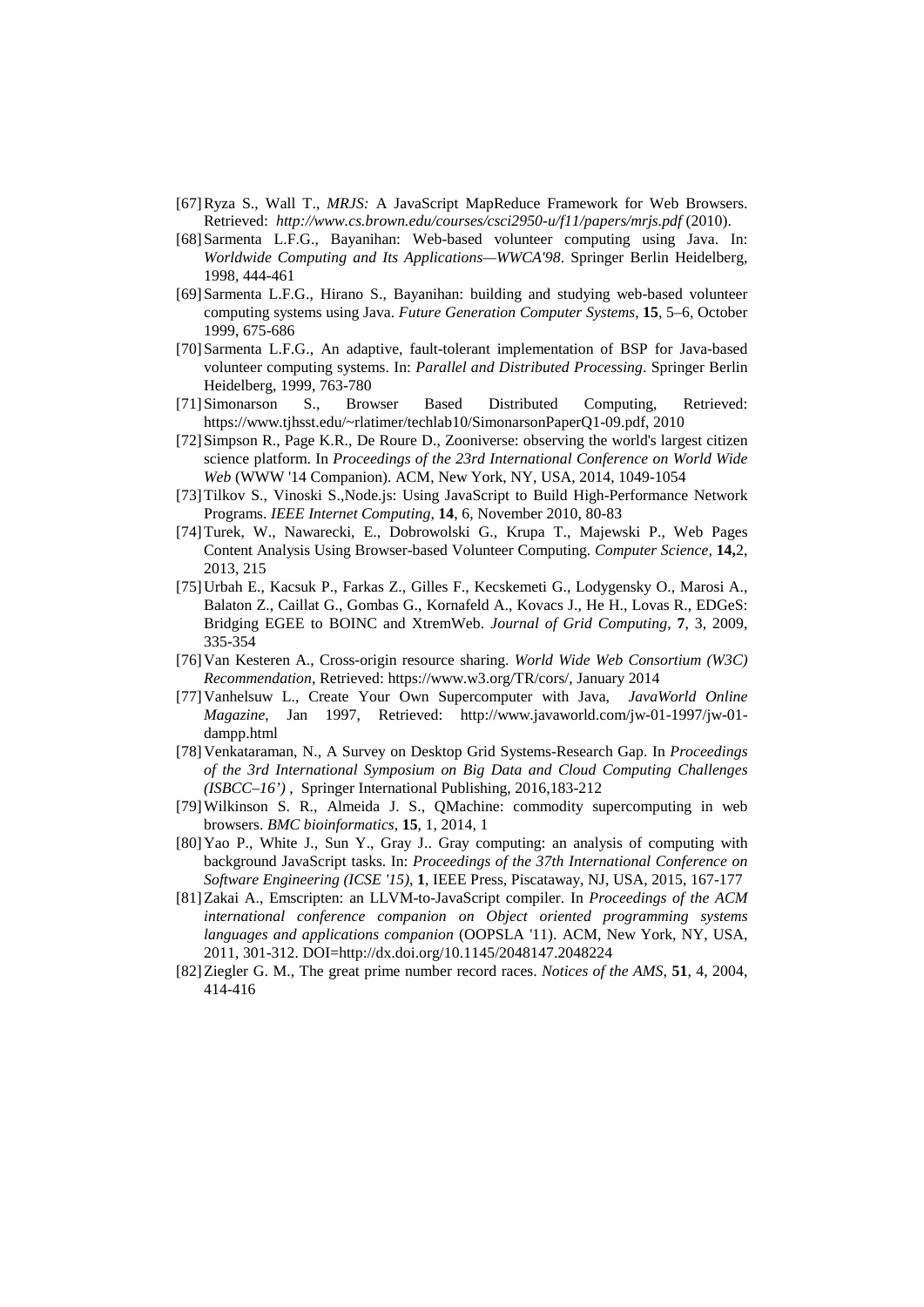[67] Ryza S., Wall T., *MRJS:* A JavaScript MapReduce Framework for Web Browsers. Retrieved: *http://www.cs.brown.edu/courses/csci2950-u/f11/papers/mrjs.pdf* (2010).

[68] Sarmenta L.F.G., Bayanihan: Web-based volunteer computing using Java. In: *Worldwide Computing and Its Applications—WWCA'98*. Springer Berlin Heidelberg, 1998, 444-461

[69] Sarmenta L.F.G., Hirano S., Bayanihan: building and studying web-based volunteer computing systems using Java. *Future Generation Computer Systems*, **15**, 5–6, October 1999, 675-686

[70] Sarmenta L.F.G., An adaptive, fault-tolerant implementation of BSP for Java-based volunteer computing systems. In: *Parallel and Distributed Processing*. Springer Berlin Heidelberg, 1999, 763-780

[71] Simonarson S., Browser Based Distributed Computing, Retrieved: https://www.tjhsst.edu/~rlatimer/techlab10/SimonarsonPaperQ1-09.pdf, 2010

[72] Simpson R., Page K.R., De Roure D., Zooniverse: observing the world's largest citizen science platform. In *Proceedings of the 23rd International Conference on World Wide Web* (WWW '14 Companion). ACM, New York, NY, USA, 2014, 1049-1054

[73] Tilkov S., Vinoski S.,Node.js: Using JavaScript to Build High-Performance Network Programs. *IEEE Internet Computing*, **14**, 6, November 2010, 80-83

[74] Turek, W., Nawarecki, E., Dobrowolski G., Krupa T., Majewski P., Web Pages Content Analysis Using Browser-based Volunteer Computing. *Computer Science,* **14,**2, 2013, 215

[75] Urbah E., Kacsuk P., Farkas Z., Gilles F., Kecskemeti G., Lodygensky O., Marosi A., Balaton Z., Caillat G., Gombas G., Kornafeld A., Kovacs J., He H., Lovas R., EDGeS: Bridging EGEE to BOINC and XtremWeb. *Journal of Grid Computing*, **7**, 3, 2009, 335-354

[76] Van Kesteren A., Cross-origin resource sharing. *World Wide Web Consortium (W3C) Recommendation*, Retrieved: https://www.w3.org/TR/cors/, January 2014

[77] Vanhelsuw L., Create Your Own Supercomputer with Java, *JavaWorld Online Magazine*, Jan 1997, Retrieved: http://www.javaworld.com/jw-01-1997/jw-01-dampp.html

[78] Venkataraman, N., A Survey on Desktop Grid Systems-Research Gap. In *Proceedings of the 3rd International Symposium on Big Data and Cloud Computing Challenges (ISBCC–16')* , Springer International Publishing, 2016,183-212

[79] Wilkinson S. R., Almeida J. S., QMachine: commodity supercomputing in web browsers. *BMC bioinformatics*, **15**, 1, 2014, 1

[80] Yao P., White J., Sun Y., Gray J.. Gray computing: an analysis of computing with background JavaScript tasks. In: *Proceedings of the 37th International Conference on Software Engineering (ICSE '15)*, **1**, IEEE Press, Piscataway, NJ, USA, 2015, 167-177

[81] Zakai A., Emscripten: an LLVM-to-JavaScript compiler. In *Proceedings of the ACM international conference companion on Object oriented programming systems languages and applications companion* (OOPSLA '11). ACM, New York, NY, USA, 2011, 301-312. DOI=http://dx.doi.org/10.1145/2048147.2048224

[82] Ziegler G. M., The great prime number record races. *Notices of the AMS*, **51**, 4, 2004, 414-416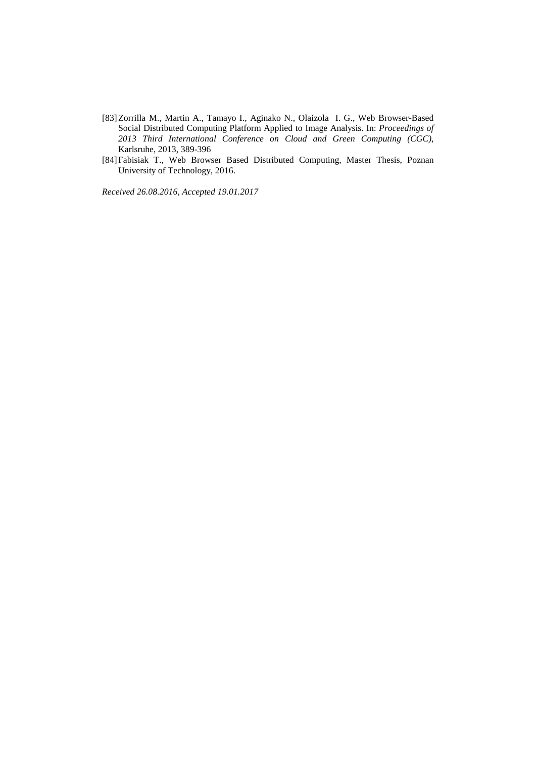[83] Zorrilla M., Martin A., Tamayo I., Aginako N., Olaizola I. G., Web Browser-Based Social Distributed Computing Platform Applied to Image Analysis. In: *Proceedings of 2013 Third International Conference on Cloud and Green Computing (CGC)*, Karlsruhe, 2013, 389-396

[84] Fabisiak T., Web Browser Based Distributed Computing, Master Thesis, Poznan University of Technology, 2016.

*Received 26.08.2016, Accepted 19.01.2017*